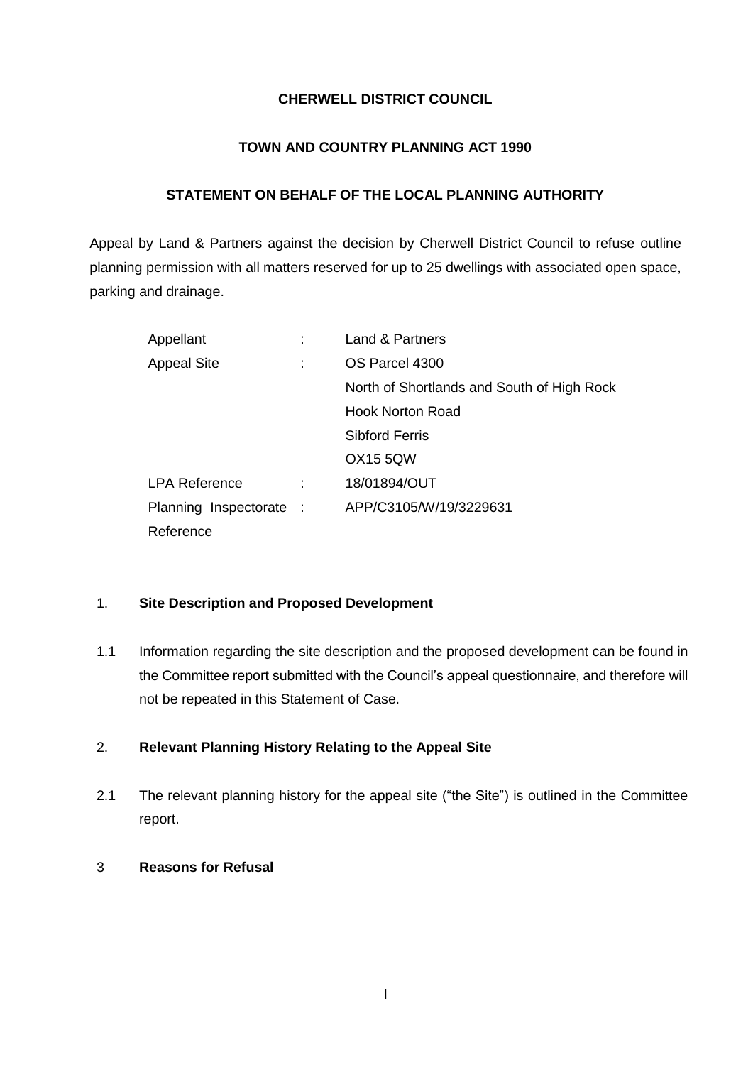**CHERWELL DISTRICT COUNCIL**

**TOWN AND COUNTRY PLANNING ACT 1990**

**STATEMENT ON BEHALF OF THE LOCAL PLANNING AUTHORITY**

Appeal by Land & Partners against the decision by Cherwell District Council to refuse outline planning permission with all matters reserved for up to 25 dwellings with associated open space, parking and drainage.

| | | |
|---|---|---|
| Appellant | : | Land & Partners |
| Appeal Site | : | OS Parcel 4300<br>North of Shortlands and South of High Rock<br>Hook Norton Road<br>Sibford Ferris<br>OX15 5QW |
| LPA Reference | : | 18/01894/OUT |
| Planning Inspectorate Reference | : | APP/C3105/W/19/3229631 |

## 1. Site Description and Proposed Development

1.1 Information regarding the site description and the proposed development can be found in the Committee report submitted with the Council's appeal questionnaire, and therefore will not be repeated in this Statement of Case.

## 2. Relevant Planning History Relating to the Appeal Site

2.1 The relevant planning history for the appeal site ("the Site") is outlined in the Committee report.

## 3 Reasons for Refusal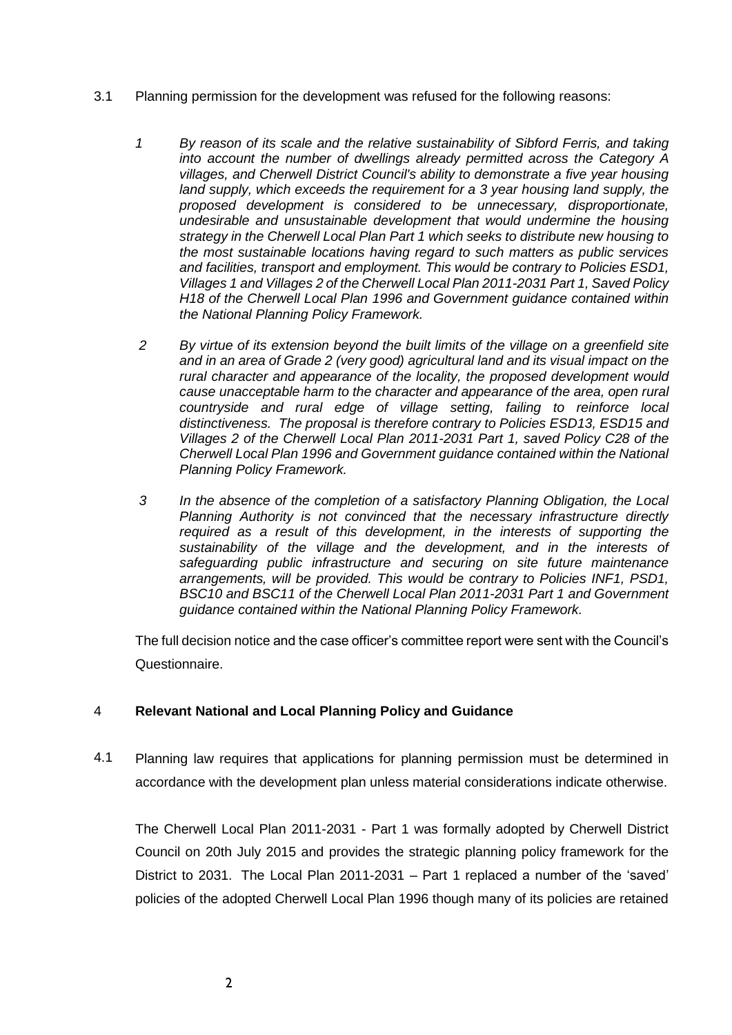3.1 Planning permission for the development was refused for the following reasons:

*1 By reason of its scale and the relative sustainability of Sibford Ferris, and taking into account the number of dwellings already permitted across the Category A villages, and Cherwell District Council's ability to demonstrate a five year housing land supply, which exceeds the requirement for a 3 year housing land supply, the proposed development is considered to be unnecessary, disproportionate, undesirable and unsustainable development that would undermine the housing strategy in the Cherwell Local Plan Part 1 which seeks to distribute new housing to the most sustainable locations having regard to such matters as public services and facilities, transport and employment. This would be contrary to Policies ESD1, Villages 1 and Villages 2 of the Cherwell Local Plan 2011-2031 Part 1, Saved Policy H18 of the Cherwell Local Plan 1996 and Government guidance contained within the National Planning Policy Framework.*

*2 By virtue of its extension beyond the built limits of the village on a greenfield site and in an area of Grade 2 (very good) agricultural land and its visual impact on the rural character and appearance of the locality, the proposed development would cause unacceptable harm to the character and appearance of the area, open rural countryside and rural edge of village setting, failing to reinforce local distinctiveness. The proposal is therefore contrary to Policies ESD13, ESD15 and Villages 2 of the Cherwell Local Plan 2011-2031 Part 1, saved Policy C28 of the Cherwell Local Plan 1996 and Government guidance contained within the National Planning Policy Framework.*

*3 In the absence of the completion of a satisfactory Planning Obligation, the Local Planning Authority is not convinced that the necessary infrastructure directly required as a result of this development, in the interests of supporting the sustainability of the village and the development, and in the interests of safeguarding public infrastructure and securing on site future maintenance arrangements, will be provided. This would be contrary to Policies INF1, PSD1, BSC10 and BSC11 of the Cherwell Local Plan 2011-2031 Part 1 and Government guidance contained within the National Planning Policy Framework.*

The full decision notice and the case officer's committee report were sent with the Council's Questionnaire.

## 4 Relevant National and Local Planning Policy and Guidance

4.1 Planning law requires that applications for planning permission must be determined in accordance with the development plan unless material considerations indicate otherwise.

The Cherwell Local Plan 2011-2031 - Part 1 was formally adopted by Cherwell District Council on 20th July 2015 and provides the strategic planning policy framework for the District to 2031. The Local Plan 2011-2031 – Part 1 replaced a number of the 'saved' policies of the adopted Cherwell Local Plan 1996 though many of its policies are retained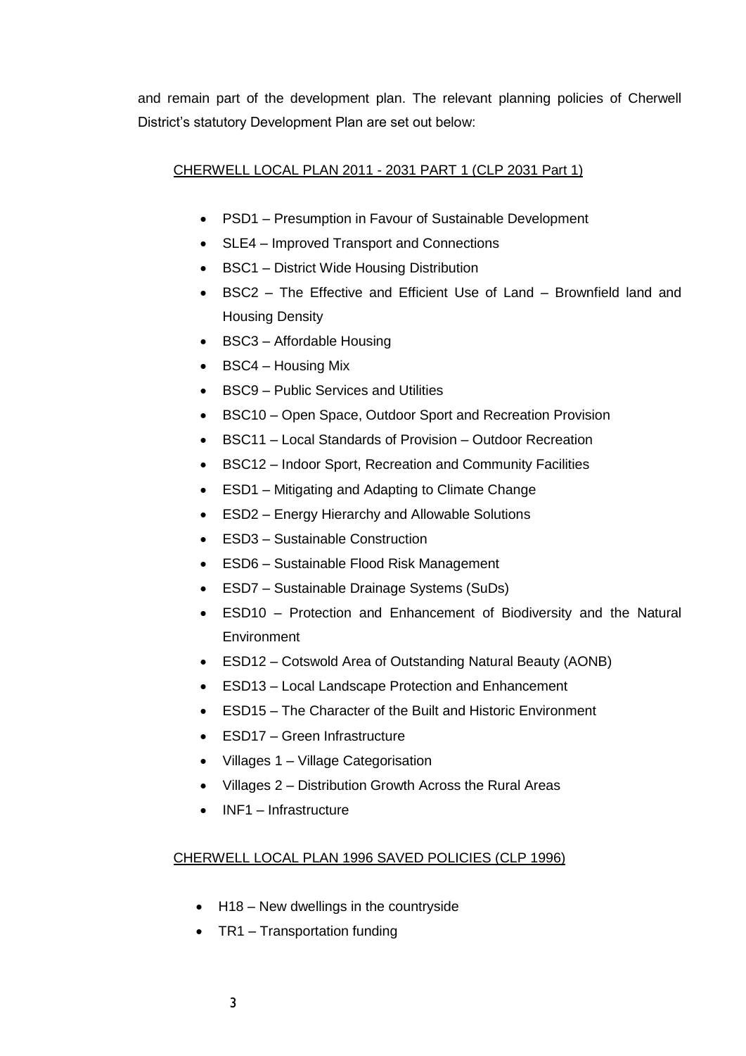and remain part of the development plan. The relevant planning policies of Cherwell District's statutory Development Plan are set out below:

CHERWELL LOCAL PLAN 2011 - 2031 PART 1 (CLP 2031 Part 1)

- PSD1 – Presumption in Favour of Sustainable Development
- SLE4 – Improved Transport and Connections
- BSC1 – District Wide Housing Distribution
- BSC2 – The Effective and Efficient Use of Land – Brownfield land and Housing Density
- BSC3 – Affordable Housing
- BSC4 – Housing Mix
- BSC9 – Public Services and Utilities
- BSC10 – Open Space, Outdoor Sport and Recreation Provision
- BSC11 – Local Standards of Provision – Outdoor Recreation
- BSC12 – Indoor Sport, Recreation and Community Facilities
- ESD1 – Mitigating and Adapting to Climate Change
- ESD2 – Energy Hierarchy and Allowable Solutions
- ESD3 – Sustainable Construction
- ESD6 – Sustainable Flood Risk Management
- ESD7 – Sustainable Drainage Systems (SuDs)
- ESD10 – Protection and Enhancement of Biodiversity and the Natural Environment
- ESD12 – Cotswold Area of Outstanding Natural Beauty (AONB)
- ESD13 – Local Landscape Protection and Enhancement
- ESD15 – The Character of the Built and Historic Environment
- ESD17 – Green Infrastructure
- Villages 1 – Village Categorisation
- Villages 2 – Distribution Growth Across the Rural Areas
- INF1 – Infrastructure

CHERWELL LOCAL PLAN 1996 SAVED POLICIES (CLP 1996)

- H18 – New dwellings in the countryside
- TR1 – Transportation funding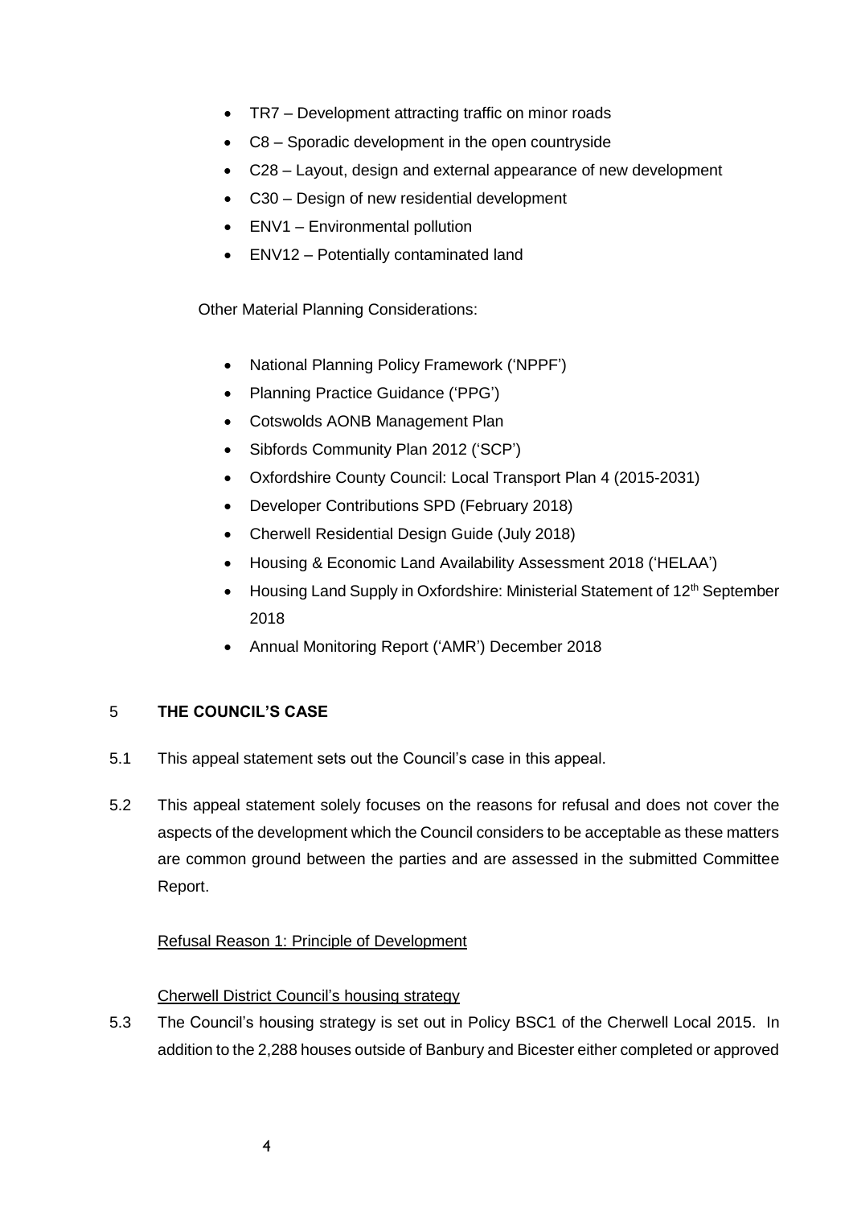- TR7 – Development attracting traffic on minor roads
- C8 – Sporadic development in the open countryside
- C28 – Layout, design and external appearance of new development
- C30 – Design of new residential development
- ENV1 – Environmental pollution
- ENV12 – Potentially contaminated land

Other Material Planning Considerations:

- National Planning Policy Framework ('NPPF')
- Planning Practice Guidance ('PPG')
- Cotswolds AONB Management Plan
- Sibfords Community Plan 2012 ('SCP')
- Oxfordshire County Council: Local Transport Plan 4 (2015-2031)
- Developer Contributions SPD (February 2018)
- Cherwell Residential Design Guide (July 2018)
- Housing & Economic Land Availability Assessment 2018 ('HELAA')
- Housing Land Supply in Oxfordshire: Ministerial Statement of 12th September 2018
- Annual Monitoring Report ('AMR') December 2018

## 5 THE COUNCIL'S CASE

5.1 This appeal statement sets out the Council's case in this appeal.

5.2 This appeal statement solely focuses on the reasons for refusal and does not cover the aspects of the development which the Council considers to be acceptable as these matters are common ground between the parties and are assessed in the submitted Committee Report.

### Refusal Reason 1: Principle of Development

#### Cherwell District Council's housing strategy

5.3 The Council's housing strategy is set out in Policy BSC1 of the Cherwell Local 2015. In addition to the 2,288 houses outside of Banbury and Bicester either completed or approved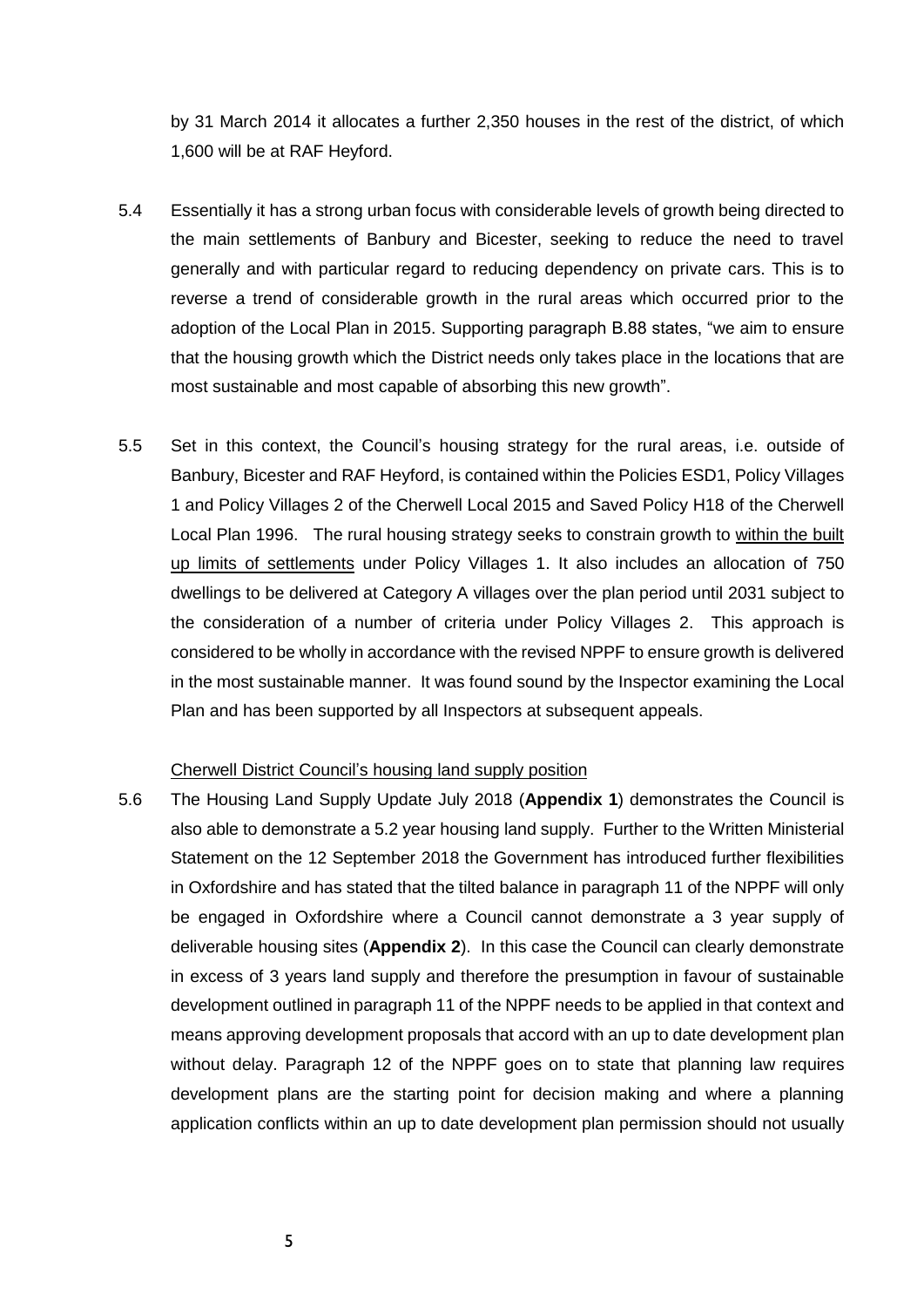by 31 March 2014 it allocates a further 2,350 houses in the rest of the district, of which 1,600 will be at RAF Heyford.

5.4 Essentially it has a strong urban focus with considerable levels of growth being directed to the main settlements of Banbury and Bicester, seeking to reduce the need to travel generally and with particular regard to reducing dependency on private cars. This is to reverse a trend of considerable growth in the rural areas which occurred prior to the adoption of the Local Plan in 2015. Supporting paragraph B.88 states, "we aim to ensure that the housing growth which the District needs only takes place in the locations that are most sustainable and most capable of absorbing this new growth".

5.5 Set in this context, the Council's housing strategy for the rural areas, i.e. outside of Banbury, Bicester and RAF Heyford, is contained within the Policies ESD1, Policy Villages 1 and Policy Villages 2 of the Cherwell Local 2015 and Saved Policy H18 of the Cherwell Local Plan 1996. The rural housing strategy seeks to constrain growth to <u>within the built up limits of settlements</u> under Policy Villages 1. It also includes an allocation of 750 dwellings to be delivered at Category A villages over the plan period until 2031 subject to the consideration of a number of criteria under Policy Villages 2. This approach is considered to be wholly in accordance with the revised NPPF to ensure growth is delivered in the most sustainable manner. It was found sound by the Inspector examining the Local Plan and has been supported by all Inspectors at subsequent appeals.

<u>Cherwell District Council's housing land supply position</u>

5.6 The Housing Land Supply Update July 2018 (**Appendix 1**) demonstrates the Council is also able to demonstrate a 5.2 year housing land supply. Further to the Written Ministerial Statement on the 12 September 2018 the Government has introduced further flexibilities in Oxfordshire and has stated that the tilted balance in paragraph 11 of the NPPF will only be engaged in Oxfordshire where a Council cannot demonstrate a 3 year supply of deliverable housing sites (**Appendix 2**). In this case the Council can clearly demonstrate in excess of 3 years land supply and therefore the presumption in favour of sustainable development outlined in paragraph 11 of the NPPF needs to be applied in that context and means approving development proposals that accord with an up to date development plan without delay. Paragraph 12 of the NPPF goes on to state that planning law requires development plans are the starting point for decision making and where a planning application conflicts within an up to date development plan permission should not usually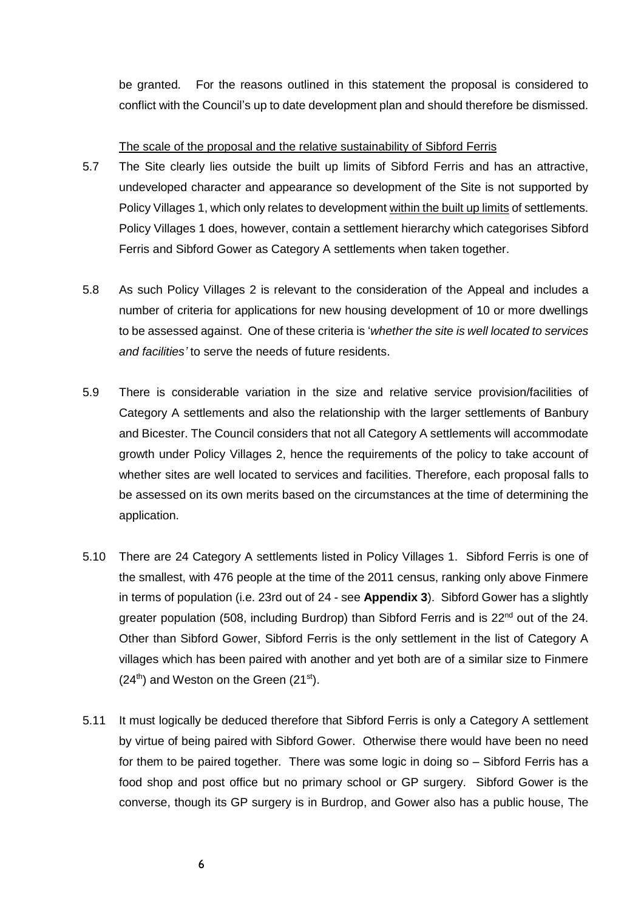be granted. For the reasons outlined in this statement the proposal is considered to conflict with the Council's up to date development plan and should therefore be dismissed.

The scale of the proposal and the relative sustainability of Sibford Ferris

5.7 The Site clearly lies outside the built up limits of Sibford Ferris and has an attractive, undeveloped character and appearance so development of the Site is not supported by Policy Villages 1, which only relates to development within the built up limits of settlements. Policy Villages 1 does, however, contain a settlement hierarchy which categorises Sibford Ferris and Sibford Gower as Category A settlements when taken together.

5.8 As such Policy Villages 2 is relevant to the consideration of the Appeal and includes a number of criteria for applications for new housing development of 10 or more dwellings to be assessed against. One of these criteria is '*whether the site is well located to services and facilities'* to serve the needs of future residents.

5.9 There is considerable variation in the size and relative service provision/facilities of Category A settlements and also the relationship with the larger settlements of Banbury and Bicester. The Council considers that not all Category A settlements will accommodate growth under Policy Villages 2, hence the requirements of the policy to take account of whether sites are well located to services and facilities. Therefore, each proposal falls to be assessed on its own merits based on the circumstances at the time of determining the application.

5.10 There are 24 Category A settlements listed in Policy Villages 1. Sibford Ferris is one of the smallest, with 476 people at the time of the 2011 census, ranking only above Finmere in terms of population (i.e. 23rd out of 24 - see **Appendix 3**). Sibford Gower has a slightly greater population (508, including Burdrop) than Sibford Ferris and is 22nd out of the 24. Other than Sibford Gower, Sibford Ferris is the only settlement in the list of Category A villages which has been paired with another and yet both are of a similar size to Finmere (24th) and Weston on the Green (21st).

5.11 It must logically be deduced therefore that Sibford Ferris is only a Category A settlement by virtue of being paired with Sibford Gower. Otherwise there would have been no need for them to be paired together. There was some logic in doing so – Sibford Ferris has a food shop and post office but no primary school or GP surgery. Sibford Gower is the converse, though its GP surgery is in Burdrop, and Gower also has a public house, The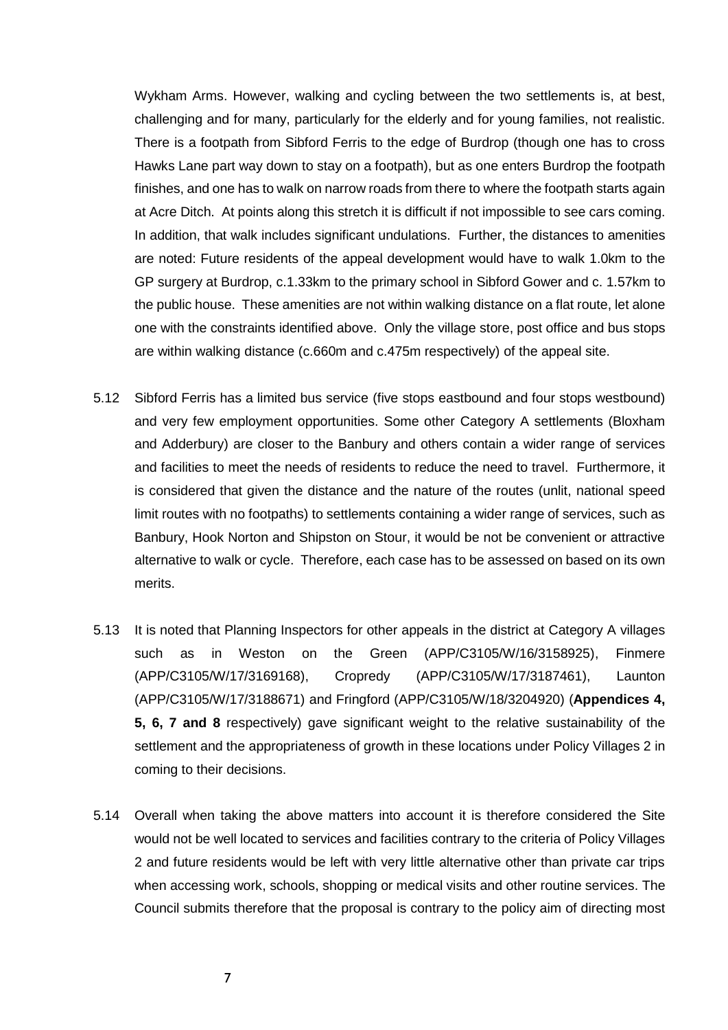Wykham Arms. However, walking and cycling between the two settlements is, at best, challenging and for many, particularly for the elderly and for young families, not realistic. There is a footpath from Sibford Ferris to the edge of Burdrop (though one has to cross Hawks Lane part way down to stay on a footpath), but as one enters Burdrop the footpath finishes, and one has to walk on narrow roads from there to where the footpath starts again at Acre Ditch. At points along this stretch it is difficult if not impossible to see cars coming. In addition, that walk includes significant undulations. Further, the distances to amenities are noted: Future residents of the appeal development would have to walk 1.0km to the GP surgery at Burdrop, c.1.33km to the primary school in Sibford Gower and c. 1.57km to the public house. These amenities are not within walking distance on a flat route, let alone one with the constraints identified above. Only the village store, post office and bus stops are within walking distance (c.660m and c.475m respectively) of the appeal site.

5.12 Sibford Ferris has a limited bus service (five stops eastbound and four stops westbound) and very few employment opportunities. Some other Category A settlements (Bloxham and Adderbury) are closer to the Banbury and others contain a wider range of services and facilities to meet the needs of residents to reduce the need to travel. Furthermore, it is considered that given the distance and the nature of the routes (unlit, national speed limit routes with no footpaths) to settlements containing a wider range of services, such as Banbury, Hook Norton and Shipston on Stour, it would be not be convenient or attractive alternative to walk or cycle. Therefore, each case has to be assessed on based on its own merits.

5.13 It is noted that Planning Inspectors for other appeals in the district at Category A villages such as in Weston on the Green (APP/C3105/W/16/3158925), Finmere (APP/C3105/W/17/3169168), Cropredy (APP/C3105/W/17/3187461), Launton (APP/C3105/W/17/3188671) and Fringford (APP/C3105/W/18/3204920) (**Appendices 4, 5, 6, 7 and 8** respectively) gave significant weight to the relative sustainability of the settlement and the appropriateness of growth in these locations under Policy Villages 2 in coming to their decisions.

5.14 Overall when taking the above matters into account it is therefore considered the Site would not be well located to services and facilities contrary to the criteria of Policy Villages 2 and future residents would be left with very little alternative other than private car trips when accessing work, schools, shopping or medical visits and other routine services. The Council submits therefore that the proposal is contrary to the policy aim of directing most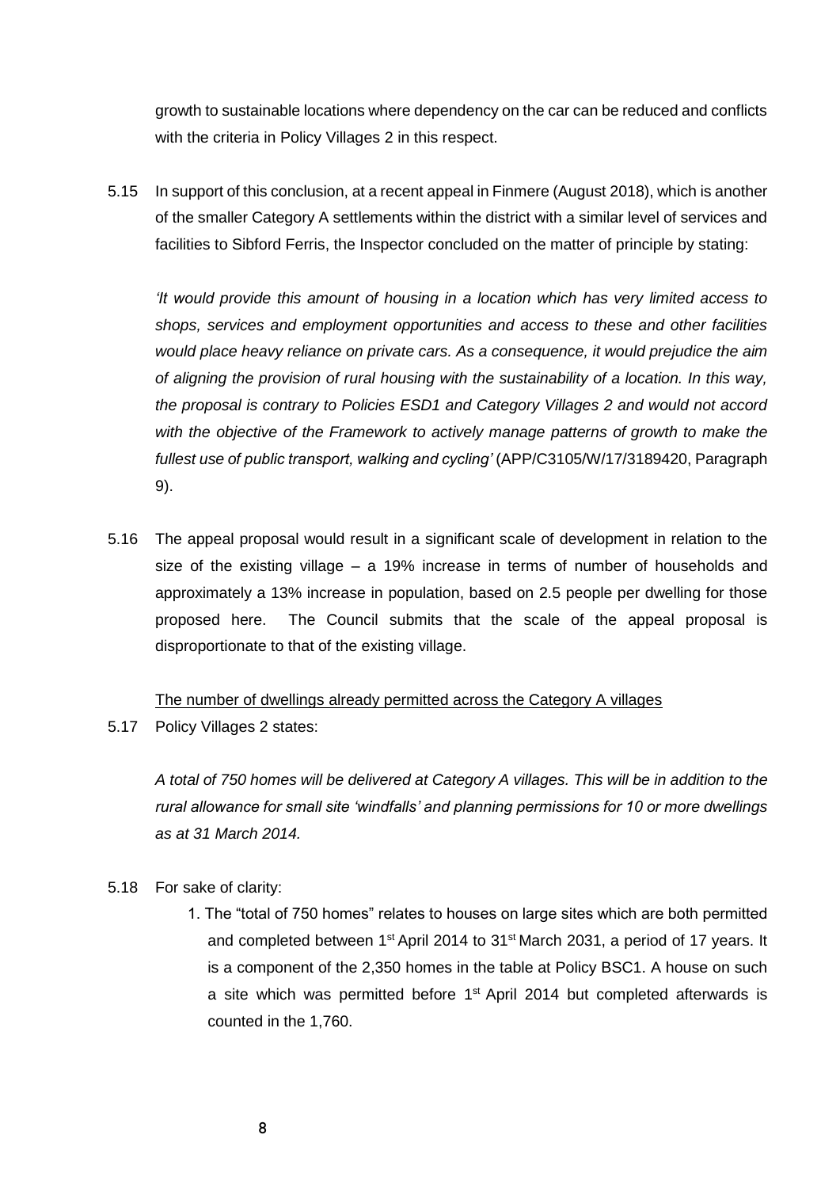growth to sustainable locations where dependency on the car can be reduced and conflicts with the criteria in Policy Villages 2 in this respect.

5.15 In support of this conclusion, at a recent appeal in Finmere (August 2018), which is another of the smaller Category A settlements within the district with a similar level of services and facilities to Sibford Ferris, the Inspector concluded on the matter of principle by stating:

*'It would provide this amount of housing in a location which has very limited access to shops, services and employment opportunities and access to these and other facilities would place heavy reliance on private cars. As a consequence, it would prejudice the aim of aligning the provision of rural housing with the sustainability of a location. In this way, the proposal is contrary to Policies ESD1 and Category Villages 2 and would not accord with the objective of the Framework to actively manage patterns of growth to make the fullest use of public transport, walking and cycling'* (APP/C3105/W/17/3189420, Paragraph 9).

5.16 The appeal proposal would result in a significant scale of development in relation to the size of the existing village – a 19% increase in terms of number of households and approximately a 13% increase in population, based on 2.5 people per dwelling for those proposed here. The Council submits that the scale of the appeal proposal is disproportionate to that of the existing village.

<u>The number of dwellings already permitted across the Category A villages</u>

5.17 Policy Villages 2 states:

*A total of 750 homes will be delivered at Category A villages. This will be in addition to the rural allowance for small site 'windfalls' and planning permissions for 10 or more dwellings as at 31 March 2014.*

5.18 For sake of clarity:

1. The "total of 750 homes" relates to houses on large sites which are both permitted and completed between 1st April 2014 to 31st March 2031, a period of 17 years. It is a component of the 2,350 homes in the table at Policy BSC1. A house on such a site which was permitted before 1st April 2014 but completed afterwards is counted in the 1,760.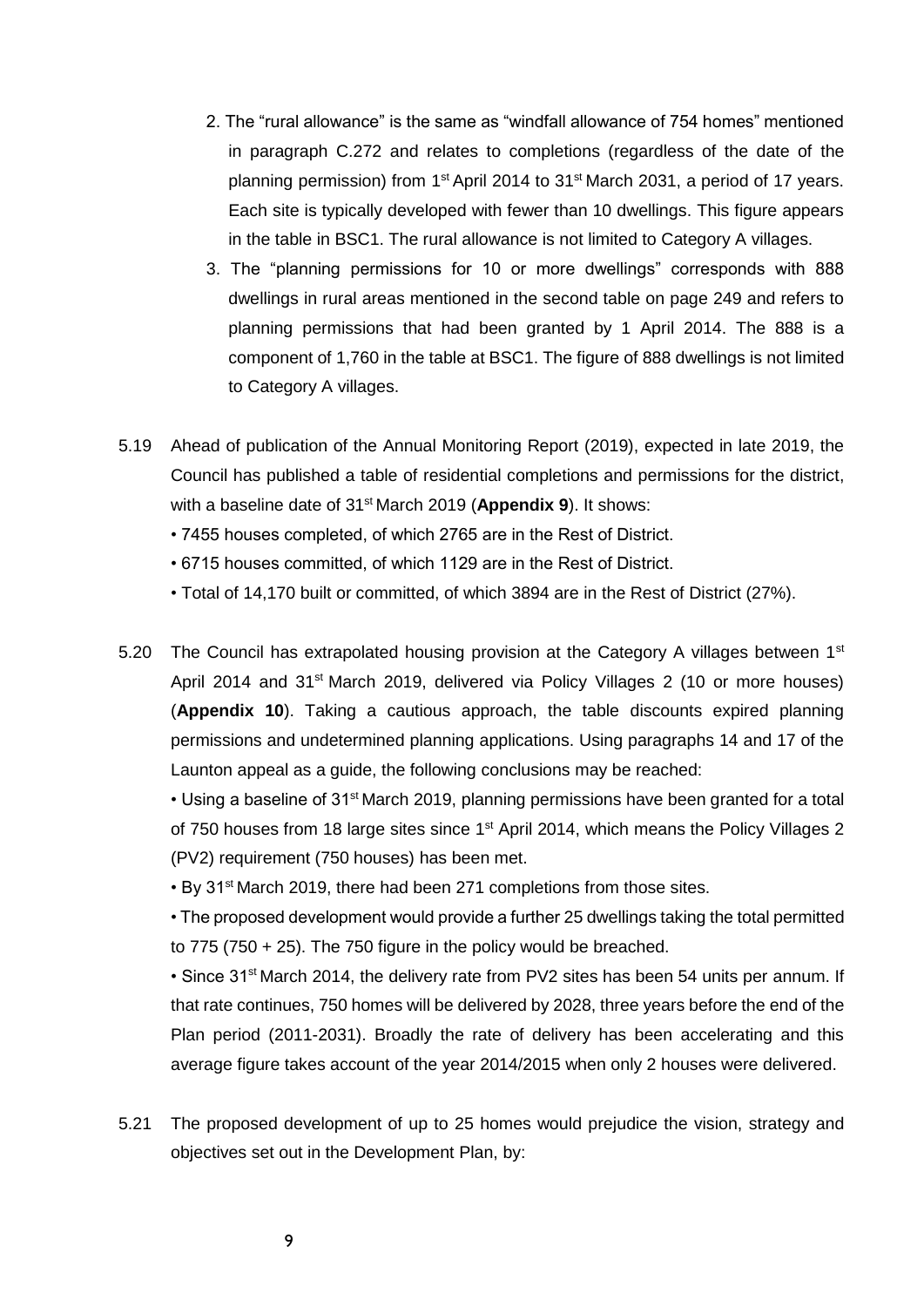2. The "rural allowance" is the same as "windfall allowance of 754 homes" mentioned in paragraph C.272 and relates to completions (regardless of the date of the planning permission) from 1st April 2014 to 31st March 2031, a period of 17 years. Each site is typically developed with fewer than 10 dwellings. This figure appears in the table in BSC1. The rural allowance is not limited to Category A villages.
3. The "planning permissions for 10 or more dwellings" corresponds with 888 dwellings in rural areas mentioned in the second table on page 249 and refers to planning permissions that had been granted by 1 April 2014. The 888 is a component of 1,760 in the table at BSC1. The figure of 888 dwellings is not limited to Category A villages.

5.19 Ahead of publication of the Annual Monitoring Report (2019), expected in late 2019, the Council has published a table of residential completions and permissions for the district, with a baseline date of 31st March 2019 (**Appendix 9**). It shows:

- 7455 houses completed, of which 2765 are in the Rest of District.
- 6715 houses committed, of which 1129 are in the Rest of District.
- Total of 14,170 built or committed, of which 3894 are in the Rest of District (27%).

5.20 The Council has extrapolated housing provision at the Category A villages between 1st April 2014 and 31st March 2019, delivered via Policy Villages 2 (10 or more houses) (**Appendix 10**). Taking a cautious approach, the table discounts expired planning permissions and undetermined planning applications. Using paragraphs 14 and 17 of the Launton appeal as a guide, the following conclusions may be reached:

- Using a baseline of 31st March 2019, planning permissions have been granted for a total of 750 houses from 18 large sites since 1st April 2014, which means the Policy Villages 2 (PV2) requirement (750 houses) has been met.
- By 31st March 2019, there had been 271 completions from those sites.
- The proposed development would provide a further 25 dwellings taking the total permitted to 775 (750 + 25). The 750 figure in the policy would be breached.
- Since 31st March 2014, the delivery rate from PV2 sites has been 54 units per annum. If that rate continues, 750 homes will be delivered by 2028, three years before the end of the Plan period (2011-2031). Broadly the rate of delivery has been accelerating and this average figure takes account of the year 2014/2015 when only 2 houses were delivered.

5.21 The proposed development of up to 25 homes would prejudice the vision, strategy and objectives set out in the Development Plan, by: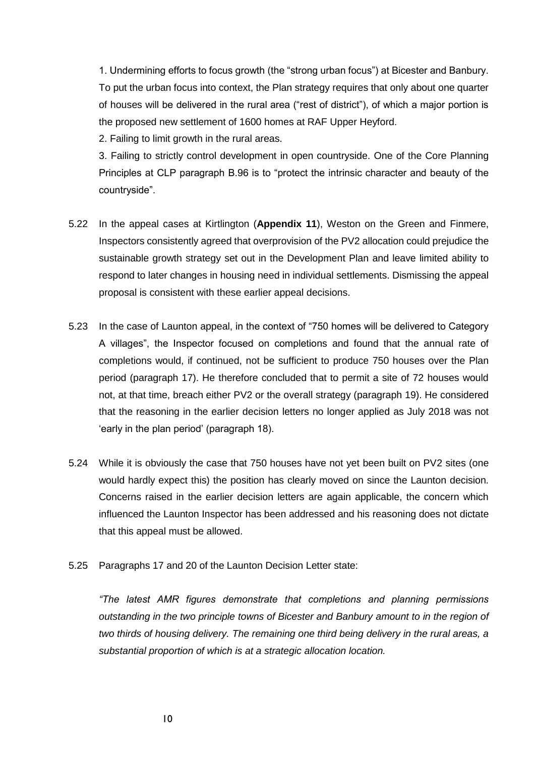1. Undermining efforts to focus growth (the "strong urban focus") at Bicester and Banbury. To put the urban focus into context, the Plan strategy requires that only about one quarter of houses will be delivered in the rural area ("rest of district"), of which a major portion is the proposed new settlement of 1600 homes at RAF Upper Heyford.

2. Failing to limit growth in the rural areas.

3. Failing to strictly control development in open countryside. One of the Core Planning Principles at CLP paragraph B.96 is to "protect the intrinsic character and beauty of the countryside".

5.22 In the appeal cases at Kirtlington (**Appendix 11**), Weston on the Green and Finmere, Inspectors consistently agreed that overprovision of the PV2 allocation could prejudice the sustainable growth strategy set out in the Development Plan and leave limited ability to respond to later changes in housing need in individual settlements. Dismissing the appeal proposal is consistent with these earlier appeal decisions.

5.23 In the case of Launton appeal, in the context of "750 homes will be delivered to Category A villages", the Inspector focused on completions and found that the annual rate of completions would, if continued, not be sufficient to produce 750 houses over the Plan period (paragraph 17). He therefore concluded that to permit a site of 72 houses would not, at that time, breach either PV2 or the overall strategy (paragraph 19). He considered that the reasoning in the earlier decision letters no longer applied as July 2018 was not 'early in the plan period' (paragraph 18).

5.24 While it is obviously the case that 750 houses have not yet been built on PV2 sites (one would hardly expect this) the position has clearly moved on since the Launton decision. Concerns raised in the earlier decision letters are again applicable, the concern which influenced the Launton Inspector has been addressed and his reasoning does not dictate that this appeal must be allowed.

5.25 Paragraphs 17 and 20 of the Launton Decision Letter state:

*"The latest AMR figures demonstrate that completions and planning permissions outstanding in the two principle towns of Bicester and Banbury amount to in the region of two thirds of housing delivery. The remaining one third being delivery in the rural areas, a substantial proportion of which is at a strategic allocation location.*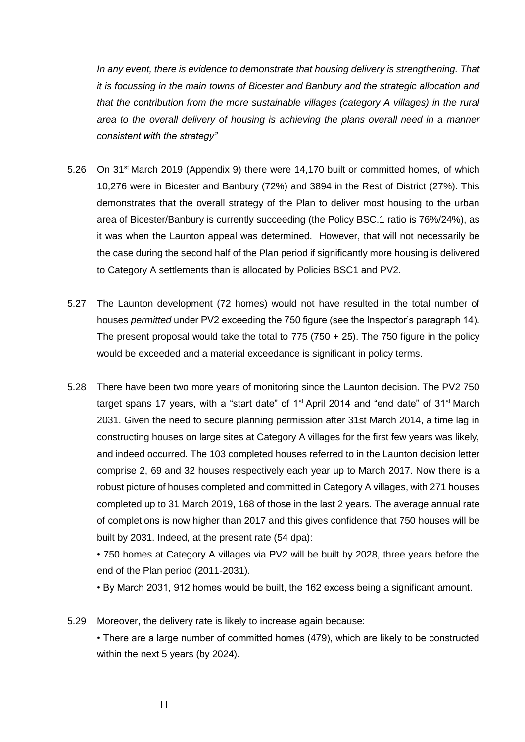*In any event, there is evidence to demonstrate that housing delivery is strengthening. That it is focussing in the main towns of Bicester and Banbury and the strategic allocation and that the contribution from the more sustainable villages (category A villages) in the rural area to the overall delivery of housing is achieving the plans overall need in a manner consistent with the strategy"*

5.26 On 31st March 2019 (Appendix 9) there were 14,170 built or committed homes, of which 10,276 were in Bicester and Banbury (72%) and 3894 in the Rest of District (27%). This demonstrates that the overall strategy of the Plan to deliver most housing to the urban area of Bicester/Banbury is currently succeeding (the Policy BSC.1 ratio is 76%/24%), as it was when the Launton appeal was determined. However, that will not necessarily be the case during the second half of the Plan period if significantly more housing is delivered to Category A settlements than is allocated by Policies BSC1 and PV2.

5.27 The Launton development (72 homes) would not have resulted in the total number of houses *permitted* under PV2 exceeding the 750 figure (see the Inspector's paragraph 14). The present proposal would take the total to 775 (750 + 25). The 750 figure in the policy would be exceeded and a material exceedance is significant in policy terms.

5.28 There have been two more years of monitoring since the Launton decision. The PV2 750 target spans 17 years, with a "start date" of 1st April 2014 and "end date" of 31st March 2031. Given the need to secure planning permission after 31st March 2014, a time lag in constructing houses on large sites at Category A villages for the first few years was likely, and indeed occurred. The 103 completed houses referred to in the Launton decision letter comprise 2, 69 and 32 houses respectively each year up to March 2017. Now there is a robust picture of houses completed and committed in Category A villages, with 271 houses completed up to 31 March 2019, 168 of those in the last 2 years. The average annual rate of completions is now higher than 2017 and this gives confidence that 750 houses will be built by 2031. Indeed, at the present rate (54 dpa):

- 750 homes at Category A villages via PV2 will be built by 2028, three years before the end of the Plan period (2011-2031).
- By March 2031, 912 homes would be built, the 162 excess being a significant amount.

5.29 Moreover, the delivery rate is likely to increase again because:

- There are a large number of committed homes (479), which are likely to be constructed within the next 5 years (by 2024).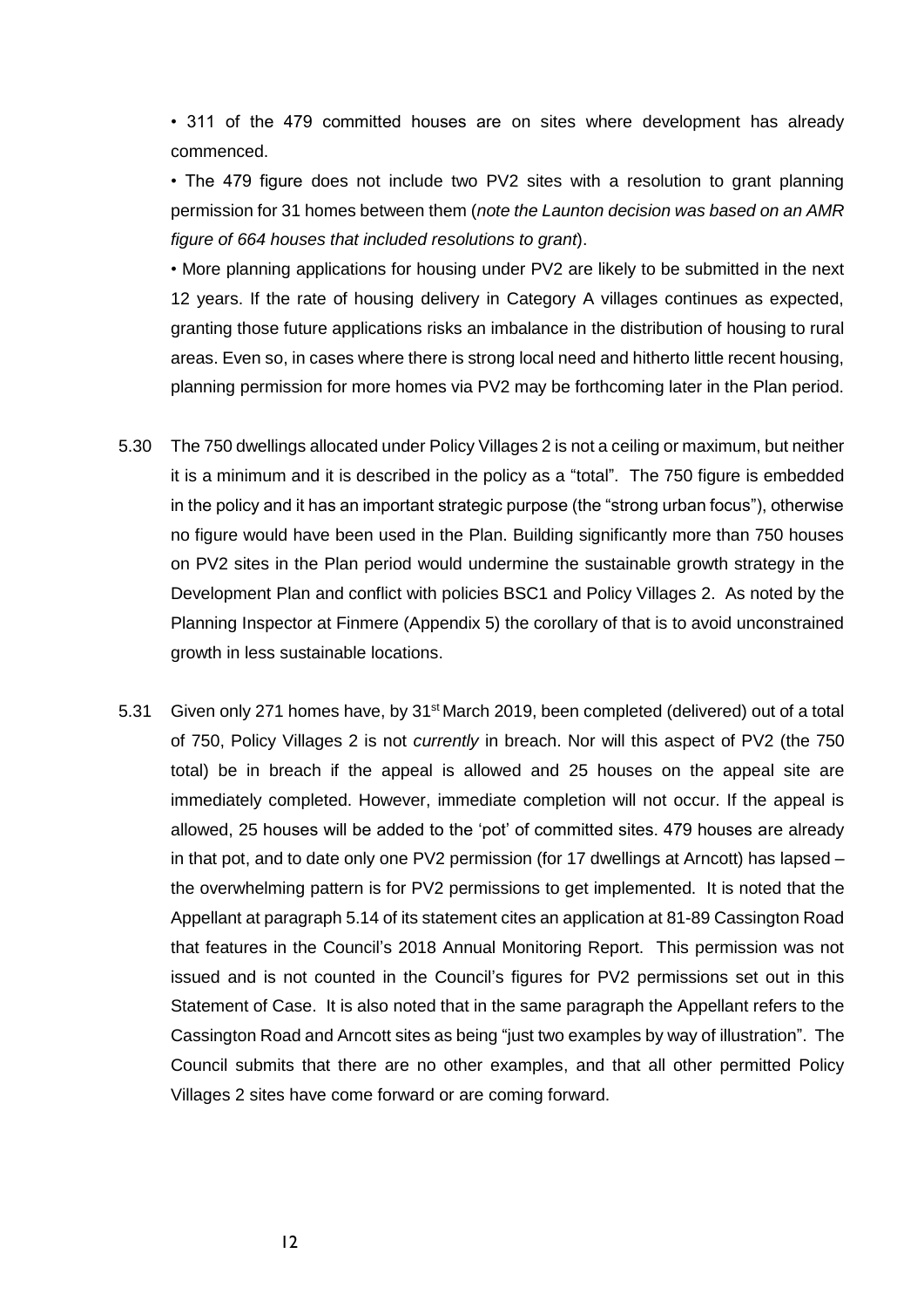• 311 of the 479 committed houses are on sites where development has already commenced.

• The 479 figure does not include two PV2 sites with a resolution to grant planning permission for 31 homes between them (*note the Launton decision was based on an AMR figure of 664 houses that included resolutions to grant*).

• More planning applications for housing under PV2 are likely to be submitted in the next 12 years. If the rate of housing delivery in Category A villages continues as expected, granting those future applications risks an imbalance in the distribution of housing to rural areas. Even so, in cases where there is strong local need and hitherto little recent housing, planning permission for more homes via PV2 may be forthcoming later in the Plan period.

5.30 The 750 dwellings allocated under Policy Villages 2 is not a ceiling or maximum, but neither it is a minimum and it is described in the policy as a "total". The 750 figure is embedded in the policy and it has an important strategic purpose (the "strong urban focus"), otherwise no figure would have been used in the Plan. Building significantly more than 750 houses on PV2 sites in the Plan period would undermine the sustainable growth strategy in the Development Plan and conflict with policies BSC1 and Policy Villages 2. As noted by the Planning Inspector at Finmere (Appendix 5) the corollary of that is to avoid unconstrained growth in less sustainable locations.

5.31 Given only 271 homes have, by 31st March 2019, been completed (delivered) out of a total of 750, Policy Villages 2 is not *currently* in breach. Nor will this aspect of PV2 (the 750 total) be in breach if the appeal is allowed and 25 houses on the appeal site are immediately completed. However, immediate completion will not occur. If the appeal is allowed, 25 houses will be added to the 'pot' of committed sites. 479 houses are already in that pot, and to date only one PV2 permission (for 17 dwellings at Arncott) has lapsed – the overwhelming pattern is for PV2 permissions to get implemented. It is noted that the Appellant at paragraph 5.14 of its statement cites an application at 81-89 Cassington Road that features in the Council's 2018 Annual Monitoring Report. This permission was not issued and is not counted in the Council's figures for PV2 permissions set out in this Statement of Case. It is also noted that in the same paragraph the Appellant refers to the Cassington Road and Arncott sites as being "just two examples by way of illustration". The Council submits that there are no other examples, and that all other permitted Policy Villages 2 sites have come forward or are coming forward.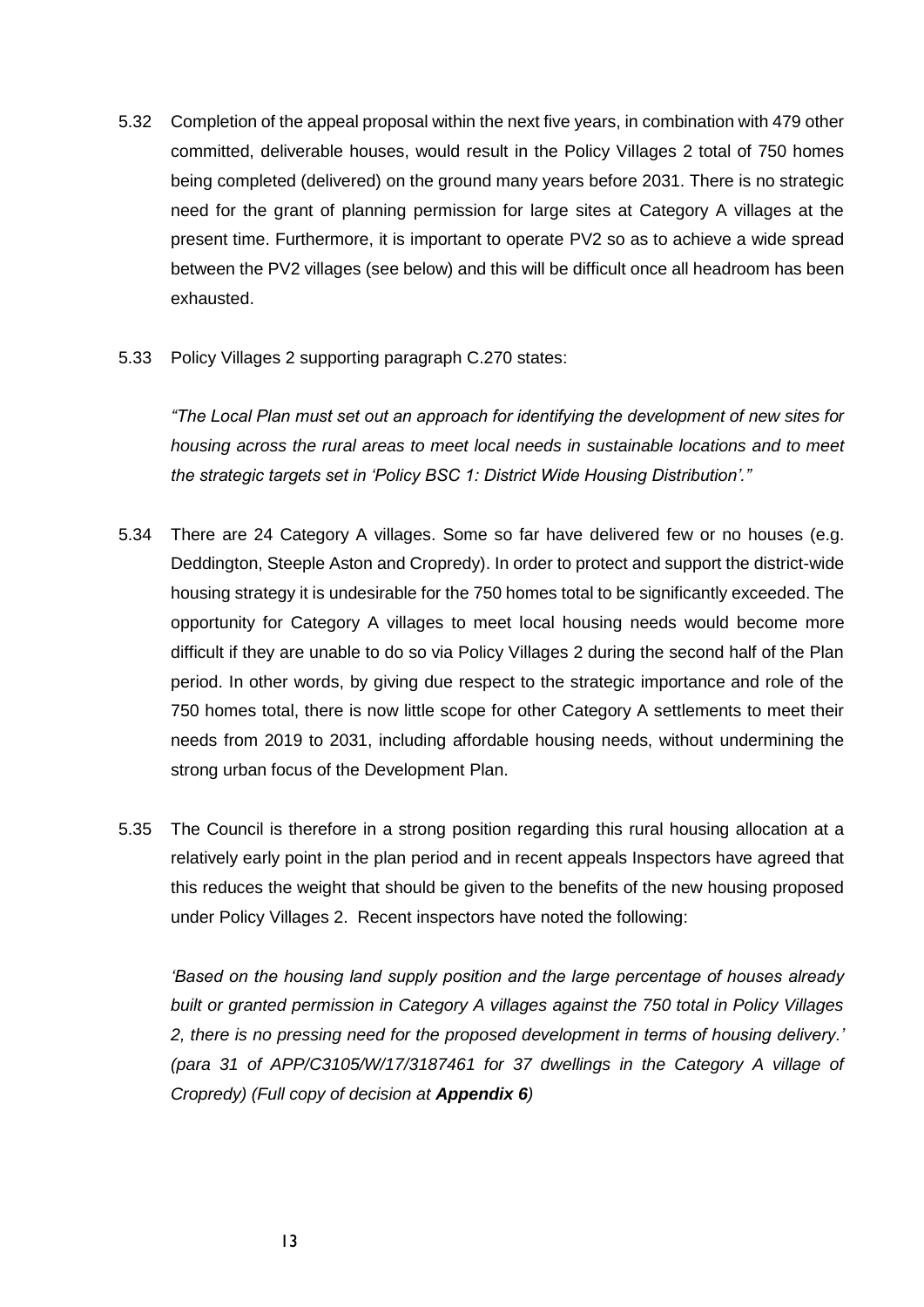5.32 Completion of the appeal proposal within the next five years, in combination with 479 other committed, deliverable houses, would result in the Policy Villages 2 total of 750 homes being completed (delivered) on the ground many years before 2031. There is no strategic need for the grant of planning permission for large sites at Category A villages at the present time. Furthermore, it is important to operate PV2 so as to achieve a wide spread between the PV2 villages (see below) and this will be difficult once all headroom has been exhausted.

5.33 Policy Villages 2 supporting paragraph C.270 states:

*"The Local Plan must set out an approach for identifying the development of new sites for housing across the rural areas to meet local needs in sustainable locations and to meet the strategic targets set in 'Policy BSC 1: District Wide Housing Distribution'."*

5.34 There are 24 Category A villages. Some so far have delivered few or no houses (e.g. Deddington, Steeple Aston and Cropredy). In order to protect and support the district-wide housing strategy it is undesirable for the 750 homes total to be significantly exceeded. The opportunity for Category A villages to meet local housing needs would become more difficult if they are unable to do so via Policy Villages 2 during the second half of the Plan period. In other words, by giving due respect to the strategic importance and role of the 750 homes total, there is now little scope for other Category A settlements to meet their needs from 2019 to 2031, including affordable housing needs, without undermining the strong urban focus of the Development Plan.

5.35 The Council is therefore in a strong position regarding this rural housing allocation at a relatively early point in the plan period and in recent appeals Inspectors have agreed that this reduces the weight that should be given to the benefits of the new housing proposed under Policy Villages 2. Recent inspectors have noted the following:

*'Based on the housing land supply position and the large percentage of houses already built or granted permission in Category A villages against the 750 total in Policy Villages 2, there is no pressing need for the proposed development in terms of housing delivery.' (para 31 of APP/C3105/W/17/3187461 for 37 dwellings in the Category A village of Cropredy) (Full copy of decision at **Appendix 6**)*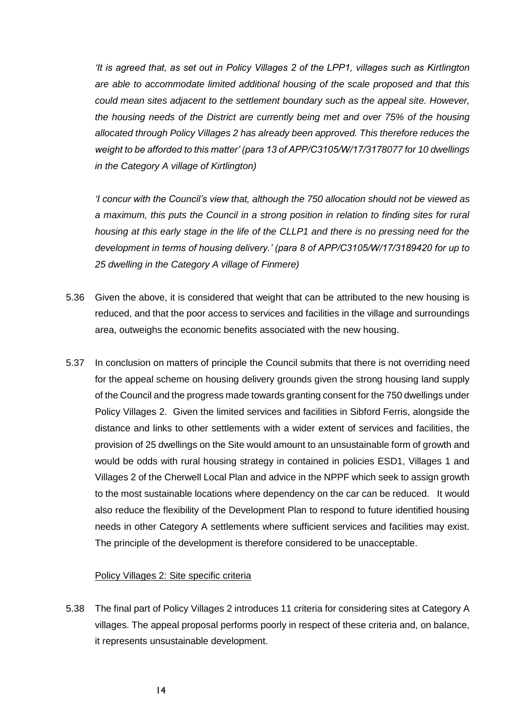*'It is agreed that, as set out in Policy Villages 2 of the LPP1, villages such as Kirtlington are able to accommodate limited additional housing of the scale proposed and that this could mean sites adjacent to the settlement boundary such as the appeal site. However, the housing needs of the District are currently being met and over 75% of the housing allocated through Policy Villages 2 has already been approved. This therefore reduces the weight to be afforded to this matter' (para 13 of APP/C3105/W/17/3178077 for 10 dwellings in the Category A village of Kirtlington)*

*'I concur with the Council's view that, although the 750 allocation should not be viewed as a maximum, this puts the Council in a strong position in relation to finding sites for rural housing at this early stage in the life of the CLLP1 and there is no pressing need for the development in terms of housing delivery.' (para 8 of APP/C3105/W/17/3189420 for up to 25 dwelling in the Category A village of Finmere)*

5.36 Given the above, it is considered that weight that can be attributed to the new housing is reduced, and that the poor access to services and facilities in the village and surroundings area, outweighs the economic benefits associated with the new housing.

5.37 In conclusion on matters of principle the Council submits that there is not overriding need for the appeal scheme on housing delivery grounds given the strong housing land supply of the Council and the progress made towards granting consent for the 750 dwellings under Policy Villages 2. Given the limited services and facilities in Sibford Ferris, alongside the distance and links to other settlements with a wider extent of services and facilities, the provision of 25 dwellings on the Site would amount to an unsustainable form of growth and would be odds with rural housing strategy in contained in policies ESD1, Villages 1 and Villages 2 of the Cherwell Local Plan and advice in the NPPF which seek to assign growth to the most sustainable locations where dependency on the car can be reduced. It would also reduce the flexibility of the Development Plan to respond to future identified housing needs in other Category A settlements where sufficient services and facilities may exist. The principle of the development is therefore considered to be unacceptable.

Policy Villages 2: Site specific criteria

5.38 The final part of Policy Villages 2 introduces 11 criteria for considering sites at Category A villages. The appeal proposal performs poorly in respect of these criteria and, on balance, it represents unsustainable development.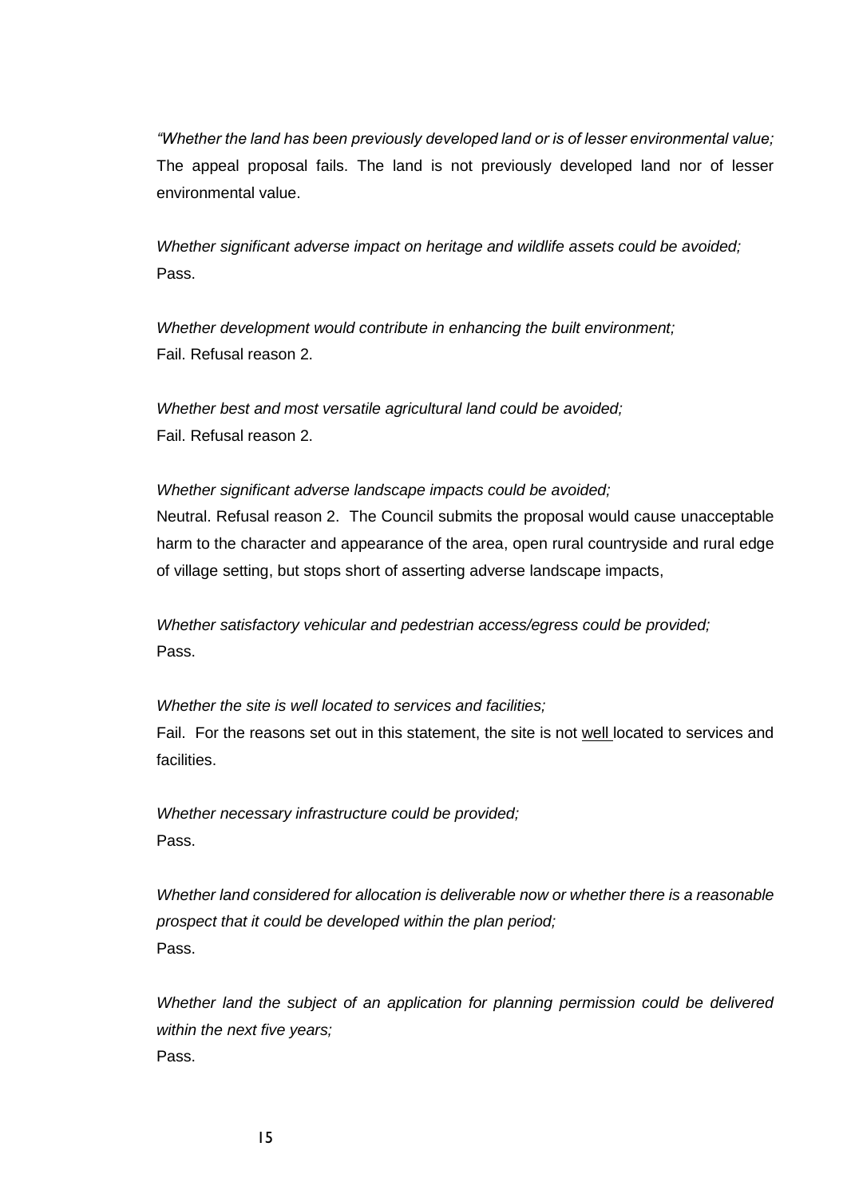*"Whether the land has been previously developed land or is of lesser environmental value;*
The appeal proposal fails. The land is not previously developed land nor of lesser environmental value.

*Whether significant adverse impact on heritage and wildlife assets could be avoided;*
Pass.

*Whether development would contribute in enhancing the built environment;*
Fail. Refusal reason 2.

*Whether best and most versatile agricultural land could be avoided;*
Fail. Refusal reason 2.

*Whether significant adverse landscape impacts could be avoided;*
Neutral. Refusal reason 2. The Council submits the proposal would cause unacceptable harm to the character and appearance of the area, open rural countryside and rural edge of village setting, but stops short of asserting adverse landscape impacts,

*Whether satisfactory vehicular and pedestrian access/egress could be provided;*
Pass.

*Whether the site is well located to services and facilities;*
Fail. For the reasons set out in this statement, the site is not <u>well</u> located to services and facilities.

*Whether necessary infrastructure could be provided;*
Pass.

*Whether land considered for allocation is deliverable now or whether there is a reasonable prospect that it could be developed within the plan period;*
Pass.

*Whether land the subject of an application for planning permission could be delivered within the next five years;*
Pass.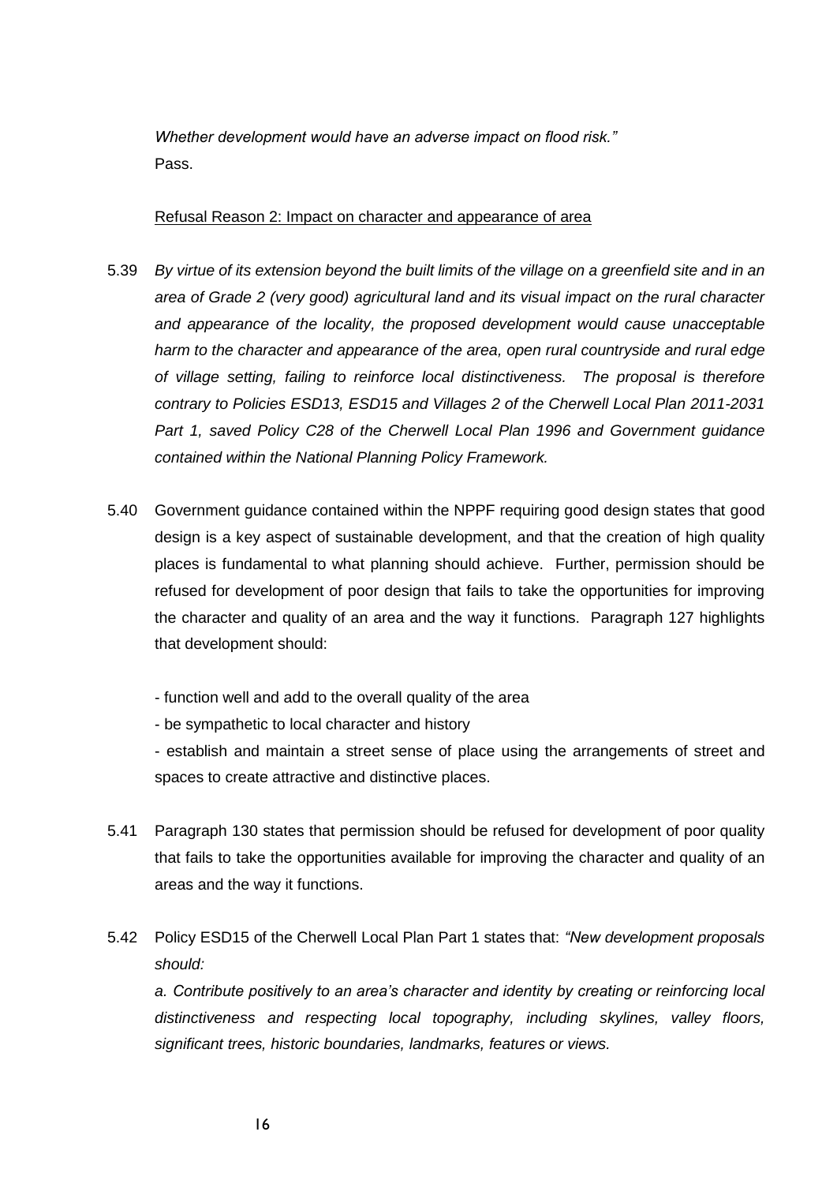*Whether development would have an adverse impact on flood risk."*
Pass.

<u>Refusal Reason 2: Impact on character and appearance of area</u>

5.39 *By virtue of its extension beyond the built limits of the village on a greenfield site and in an area of Grade 2 (very good) agricultural land and its visual impact on the rural character and appearance of the locality, the proposed development would cause unacceptable harm to the character and appearance of the area, open rural countryside and rural edge of village setting, failing to reinforce local distinctiveness. The proposal is therefore contrary to Policies ESD13, ESD15 and Villages 2 of the Cherwell Local Plan 2011-2031 Part 1, saved Policy C28 of the Cherwell Local Plan 1996 and Government guidance contained within the National Planning Policy Framework.*

5.40 Government guidance contained within the NPPF requiring good design states that good design is a key aspect of sustainable development, and that the creation of high quality places is fundamental to what planning should achieve. Further, permission should be refused for development of poor design that fails to take the opportunities for improving the character and quality of an area and the way it functions. Paragraph 127 highlights that development should:

- function well and add to the overall quality of the area
- be sympathetic to local character and history
- establish and maintain a street sense of place using the arrangements of street and spaces to create attractive and distinctive places.

5.41 Paragraph 130 states that permission should be refused for development of poor quality that fails to take the opportunities available for improving the character and quality of an areas and the way it functions.

5.42 Policy ESD15 of the Cherwell Local Plan Part 1 states that: *"New development proposals should:*

*a. Contribute positively to an area's character and identity by creating or reinforcing local distinctiveness and respecting local topography, including skylines, valley floors, significant trees, historic boundaries, landmarks, features or views.*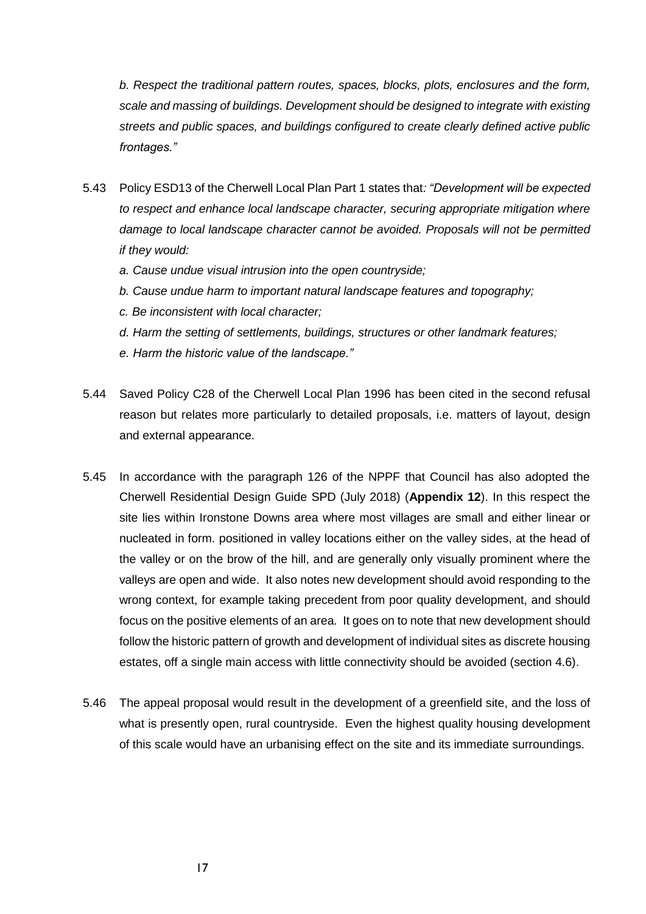*b. Respect the traditional pattern routes, spaces, blocks, plots, enclosures and the form, scale and massing of buildings. Development should be designed to integrate with existing streets and public spaces, and buildings configured to create clearly defined active public frontages."*

5.43 Policy ESD13 of the Cherwell Local Plan Part 1 states that*: "Development will be expected to respect and enhance local landscape character, securing appropriate mitigation where damage to local landscape character cannot be avoided. Proposals will not be permitted if they would:*

*a. Cause undue visual intrusion into the open countryside;*

*b. Cause undue harm to important natural landscape features and topography;*

*c. Be inconsistent with local character;*

*d. Harm the setting of settlements, buildings, structures or other landmark features;*

*e. Harm the historic value of the landscape."*

5.44 Saved Policy C28 of the Cherwell Local Plan 1996 has been cited in the second refusal reason but relates more particularly to detailed proposals, i.e. matters of layout, design and external appearance.

5.45 In accordance with the paragraph 126 of the NPPF that Council has also adopted the Cherwell Residential Design Guide SPD (July 2018) (**Appendix 12**). In this respect the site lies within Ironstone Downs area where most villages are small and either linear or nucleated in form. positioned in valley locations either on the valley sides, at the head of the valley or on the brow of the hill, and are generally only visually prominent where the valleys are open and wide. It also notes new development should avoid responding to the wrong context, for example taking precedent from poor quality development, and should focus on the positive elements of an area. It goes on to note that new development should follow the historic pattern of growth and development of individual sites as discrete housing estates, off a single main access with little connectivity should be avoided (section 4.6).

5.46 The appeal proposal would result in the development of a greenfield site, and the loss of what is presently open, rural countryside. Even the highest quality housing development of this scale would have an urbanising effect on the site and its immediate surroundings.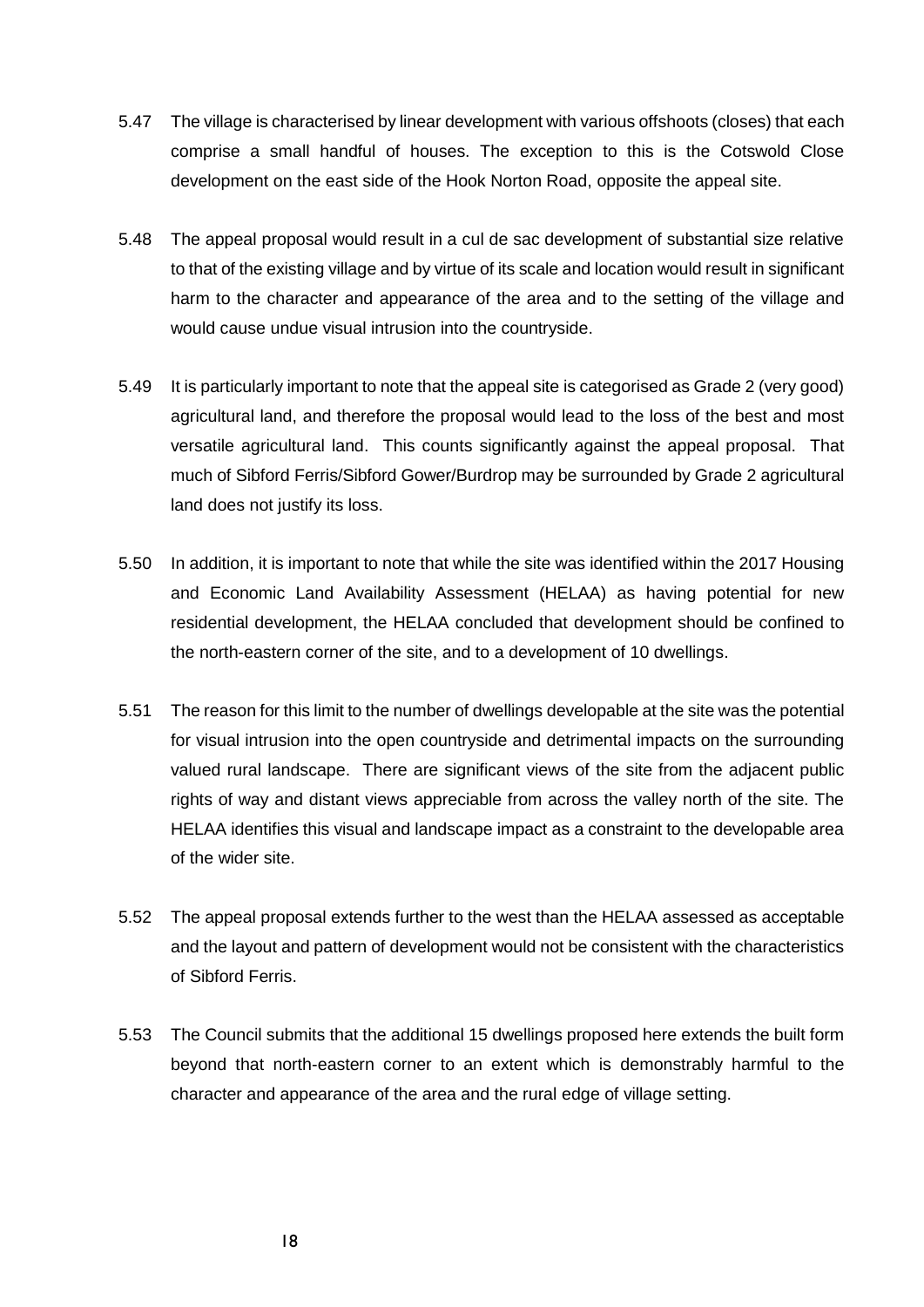5.47 The village is characterised by linear development with various offshoots (closes) that each comprise a small handful of houses. The exception to this is the Cotswold Close development on the east side of the Hook Norton Road, opposite the appeal site.

5.48 The appeal proposal would result in a cul de sac development of substantial size relative to that of the existing village and by virtue of its scale and location would result in significant harm to the character and appearance of the area and to the setting of the village and would cause undue visual intrusion into the countryside.

5.49 It is particularly important to note that the appeal site is categorised as Grade 2 (very good) agricultural land, and therefore the proposal would lead to the loss of the best and most versatile agricultural land. This counts significantly against the appeal proposal. That much of Sibford Ferris/Sibford Gower/Burdrop may be surrounded by Grade 2 agricultural land does not justify its loss.

5.50 In addition, it is important to note that while the site was identified within the 2017 Housing and Economic Land Availability Assessment (HELAA) as having potential for new residential development, the HELAA concluded that development should be confined to the north-eastern corner of the site, and to a development of 10 dwellings.

5.51 The reason for this limit to the number of dwellings developable at the site was the potential for visual intrusion into the open countryside and detrimental impacts on the surrounding valued rural landscape. There are significant views of the site from the adjacent public rights of way and distant views appreciable from across the valley north of the site. The HELAA identifies this visual and landscape impact as a constraint to the developable area of the wider site.

5.52 The appeal proposal extends further to the west than the HELAA assessed as acceptable and the layout and pattern of development would not be consistent with the characteristics of Sibford Ferris.

5.53 The Council submits that the additional 15 dwellings proposed here extends the built form beyond that north-eastern corner to an extent which is demonstrably harmful to the character and appearance of the area and the rural edge of village setting.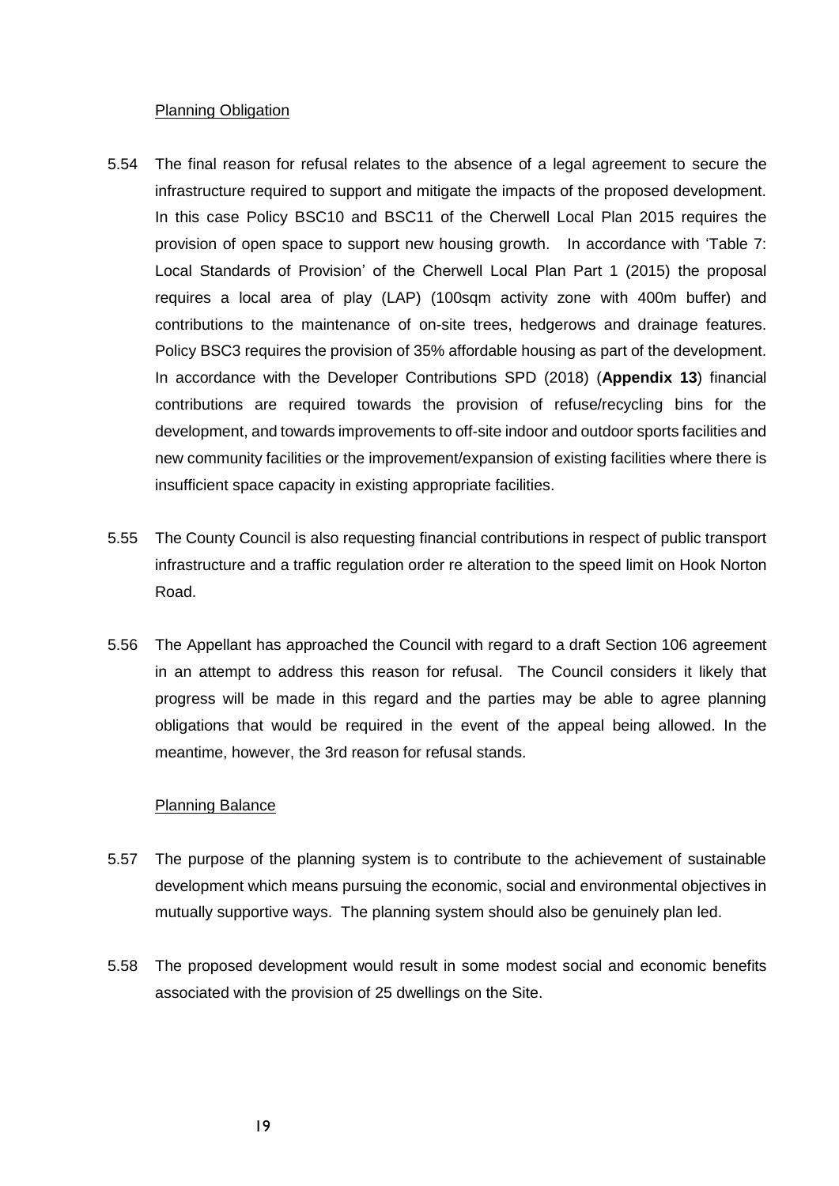<u>Planning Obligation</u>

5.54 The final reason for refusal relates to the absence of a legal agreement to secure the infrastructure required to support and mitigate the impacts of the proposed development. In this case Policy BSC10 and BSC11 of the Cherwell Local Plan 2015 requires the provision of open space to support new housing growth. In accordance with 'Table 7: Local Standards of Provision' of the Cherwell Local Plan Part 1 (2015) the proposal requires a local area of play (LAP) (100sqm activity zone with 400m buffer) and contributions to the maintenance of on-site trees, hedgerows and drainage features. Policy BSC3 requires the provision of 35% affordable housing as part of the development. In accordance with the Developer Contributions SPD (2018) (**Appendix 13**) financial contributions are required towards the provision of refuse/recycling bins for the development, and towards improvements to off-site indoor and outdoor sports facilities and new community facilities or the improvement/expansion of existing facilities where there is insufficient space capacity in existing appropriate facilities.

5.55 The County Council is also requesting financial contributions in respect of public transport infrastructure and a traffic regulation order re alteration to the speed limit on Hook Norton Road.

5.56 The Appellant has approached the Council with regard to a draft Section 106 agreement in an attempt to address this reason for refusal. The Council considers it likely that progress will be made in this regard and the parties may be able to agree planning obligations that would be required in the event of the appeal being allowed. In the meantime, however, the 3rd reason for refusal stands.

<u>Planning Balance</u>

5.57 The purpose of the planning system is to contribute to the achievement of sustainable development which means pursuing the economic, social and environmental objectives in mutually supportive ways. The planning system should also be genuinely plan led.

5.58 The proposed development would result in some modest social and economic benefits associated with the provision of 25 dwellings on the Site.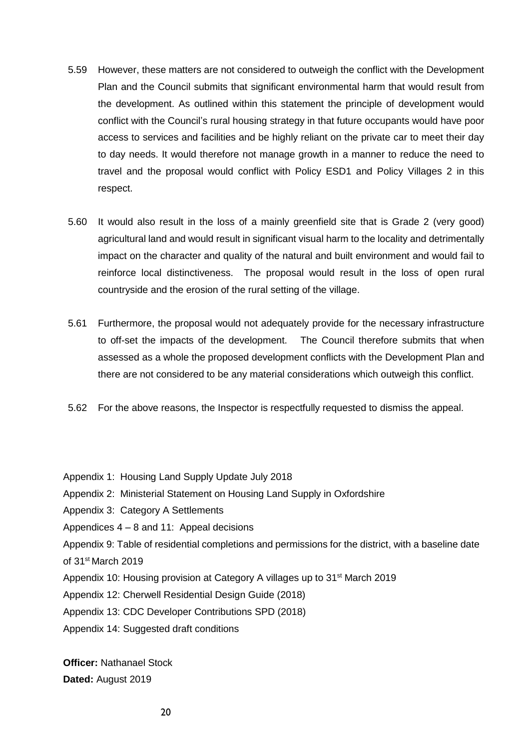5.59 However, these matters are not considered to outweigh the conflict with the Development Plan and the Council submits that significant environmental harm that would result from the development. As outlined within this statement the principle of development would conflict with the Council's rural housing strategy in that future occupants would have poor access to services and facilities and be highly reliant on the private car to meet their day to day needs. It would therefore not manage growth in a manner to reduce the need to travel and the proposal would conflict with Policy ESD1 and Policy Villages 2 in this respect.

5.60 It would also result in the loss of a mainly greenfield site that is Grade 2 (very good) agricultural land and would result in significant visual harm to the locality and detrimentally impact on the character and quality of the natural and built environment and would fail to reinforce local distinctiveness. The proposal would result in the loss of open rural countryside and the erosion of the rural setting of the village.

5.61 Furthermore, the proposal would not adequately provide for the necessary infrastructure to off-set the impacts of the development. The Council therefore submits that when assessed as a whole the proposed development conflicts with the Development Plan and there are not considered to be any material considerations which outweigh this conflict.

5.62 For the above reasons, the Inspector is respectfully requested to dismiss the appeal.

Appendix 1: Housing Land Supply Update July 2018

Appendix 2: Ministerial Statement on Housing Land Supply in Oxfordshire

Appendix 3: Category A Settlements

Appendices 4 – 8 and 11: Appeal decisions

Appendix 9: Table of residential completions and permissions for the district, with a baseline date of 31st March 2019

Appendix 10: Housing provision at Category A villages up to 31st March 2019

Appendix 12: Cherwell Residential Design Guide (2018)

Appendix 13: CDC Developer Contributions SPD (2018)

Appendix 14: Suggested draft conditions

**Officer:** Nathanael Stock

**Dated:** August 2019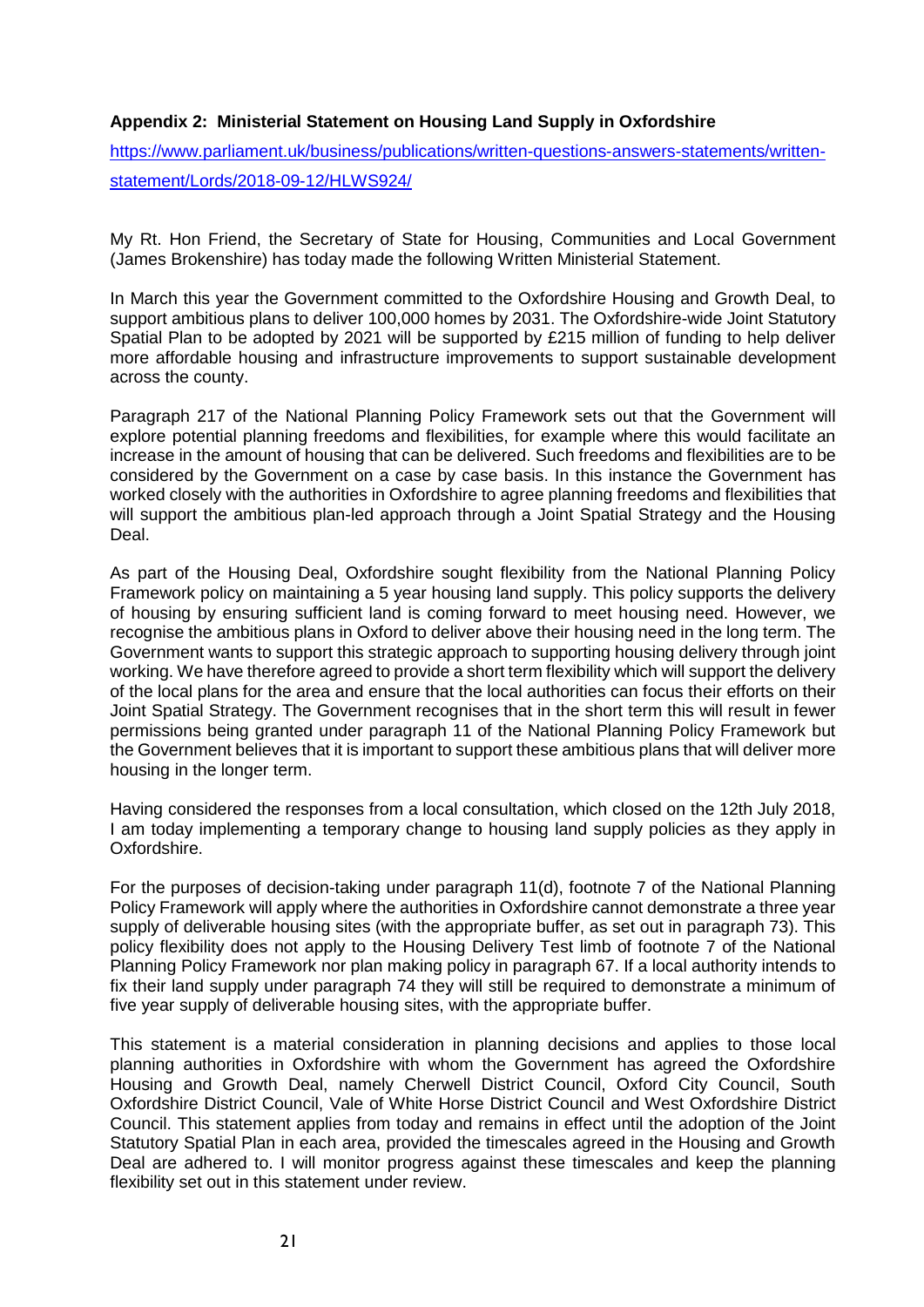**Appendix 2: Ministerial Statement on Housing Land Supply in Oxfordshire**

[https://www.parliament.uk/business/publications/written-questions-answers-statements/written-statement/Lords/2018-09-12/HLWS924/](https://www.parliament.uk/business/publications/written-questions-answers-statements/written-statement/Lords/2018-09-12/HLWS924/)

My Rt. Hon Friend, the Secretary of State for Housing, Communities and Local Government (James Brokenshire) has today made the following Written Ministerial Statement.

In March this year the Government committed to the Oxfordshire Housing and Growth Deal, to support ambitious plans to deliver 100,000 homes by 2031. The Oxfordshire-wide Joint Statutory Spatial Plan to be adopted by 2021 will be supported by £215 million of funding to help deliver more affordable housing and infrastructure improvements to support sustainable development across the county.

Paragraph 217 of the National Planning Policy Framework sets out that the Government will explore potential planning freedoms and flexibilities, for example where this would facilitate an increase in the amount of housing that can be delivered. Such freedoms and flexibilities are to be considered by the Government on a case by case basis. In this instance the Government has worked closely with the authorities in Oxfordshire to agree planning freedoms and flexibilities that will support the ambitious plan-led approach through a Joint Spatial Strategy and the Housing Deal.

As part of the Housing Deal, Oxfordshire sought flexibility from the National Planning Policy Framework policy on maintaining a 5 year housing land supply. This policy supports the delivery of housing by ensuring sufficient land is coming forward to meet housing need. However, we recognise the ambitious plans in Oxford to deliver above their housing need in the long term. The Government wants to support this strategic approach to supporting housing delivery through joint working. We have therefore agreed to provide a short term flexibility which will support the delivery of the local plans for the area and ensure that the local authorities can focus their efforts on their Joint Spatial Strategy. The Government recognises that in the short term this will result in fewer permissions being granted under paragraph 11 of the National Planning Policy Framework but the Government believes that it is important to support these ambitious plans that will deliver more housing in the longer term.

Having considered the responses from a local consultation, which closed on the 12th July 2018, I am today implementing a temporary change to housing land supply policies as they apply in Oxfordshire.

For the purposes of decision-taking under paragraph 11(d), footnote 7 of the National Planning Policy Framework will apply where the authorities in Oxfordshire cannot demonstrate a three year supply of deliverable housing sites (with the appropriate buffer, as set out in paragraph 73). This policy flexibility does not apply to the Housing Delivery Test limb of footnote 7 of the National Planning Policy Framework nor plan making policy in paragraph 67. If a local authority intends to fix their land supply under paragraph 74 they will still be required to demonstrate a minimum of five year supply of deliverable housing sites, with the appropriate buffer.

This statement is a material consideration in planning decisions and applies to those local planning authorities in Oxfordshire with whom the Government has agreed the Oxfordshire Housing and Growth Deal, namely Cherwell District Council, Oxford City Council, South Oxfordshire District Council, Vale of White Horse District Council and West Oxfordshire District Council. This statement applies from today and remains in effect until the adoption of the Joint Statutory Spatial Plan in each area, provided the timescales agreed in the Housing and Growth Deal are adhered to. I will monitor progress against these timescales and keep the planning flexibility set out in this statement under review.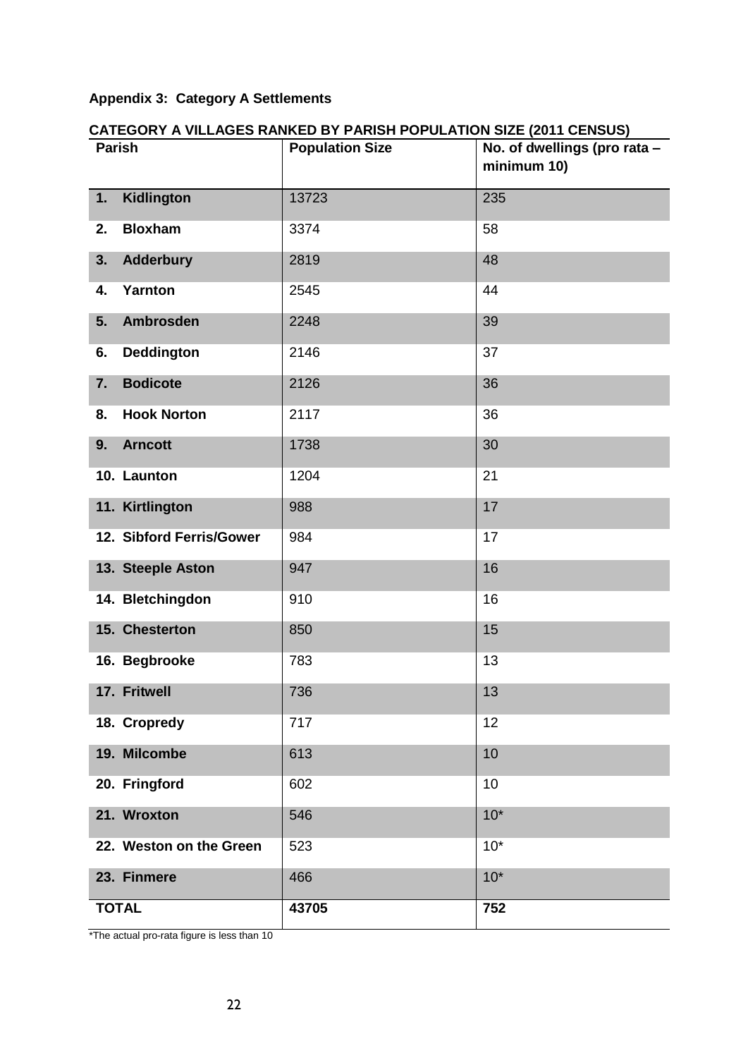**Appendix 3: Category A Settlements**

**CATEGORY A VILLAGES RANKED BY PARISH POPULATION SIZE (2011 CENSUS)**

| Parish | Population Size | No. of dwellings (pro rata – minimum 10) |
|---|---|---|
| **1. Kidlington** | 13723 | 235 |
| **2. Bloxham** | 3374 | 58 |
| **3. Adderbury** | 2819 | 48 |
| **4. Yarnton** | 2545 | 44 |
| **5. Ambrosden** | 2248 | 39 |
| **6. Deddington** | 2146 | 37 |
| **7. Bodicote** | 2126 | 36 |
| **8. Hook Norton** | 2117 | 36 |
| **9. Arncott** | 1738 | 30 |
| **10. Launton** | 1204 | 21 |
| **11. Kirtlington** | 988 | 17 |
| **12. Sibford Ferris/Gower** | 984 | 17 |
| **13. Steeple Aston** | 947 | 16 |
| **14. Bletchingdon** | 910 | 16 |
| **15. Chesterton** | 850 | 15 |
| **16. Begbrooke** | 783 | 13 |
| **17. Fritwell** | 736 | 13 |
| **18. Cropredy** | 717 | 12 |
| **19. Milcombe** | 613 | 10 |
| **20. Fringford** | 602 | 10 |
| **21. Wroxton** | 546 | 10* |
| **22. Weston on the Green** | 523 | 10* |
| **23. Finmere** | 466 | 10* |
| **TOTAL** | **43705** | **752** |

*The actual pro-rata figure is less than 10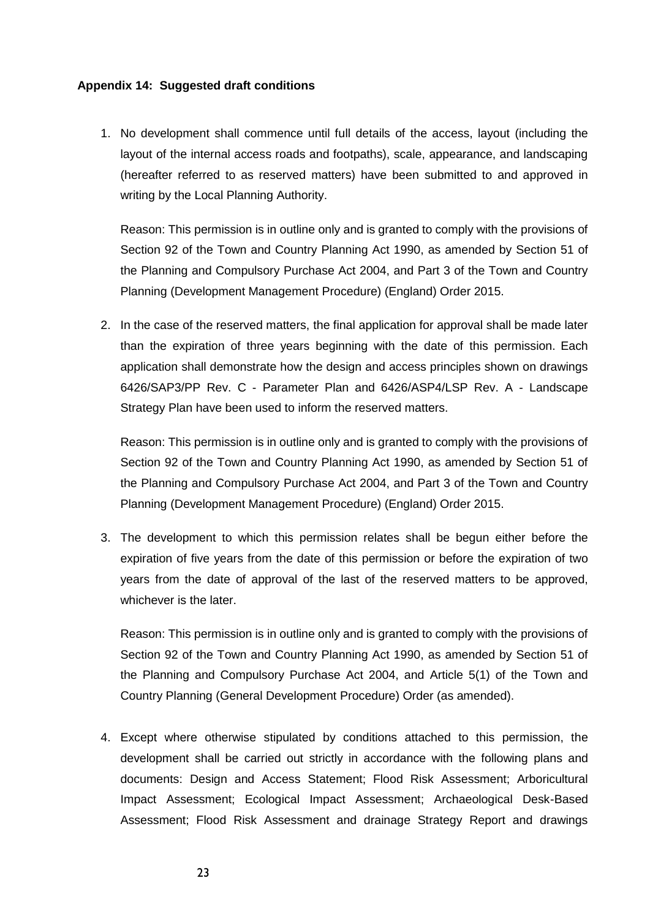**Appendix 14: Suggested draft conditions**

1. No development shall commence until full details of the access, layout (including the layout of the internal access roads and footpaths), scale, appearance, and landscaping (hereafter referred to as reserved matters) have been submitted to and approved in writing by the Local Planning Authority.

   Reason: This permission is in outline only and is granted to comply with the provisions of Section 92 of the Town and Country Planning Act 1990, as amended by Section 51 of the Planning and Compulsory Purchase Act 2004, and Part 3 of the Town and Country Planning (Development Management Procedure) (England) Order 2015.

2. In the case of the reserved matters, the final application for approval shall be made later than the expiration of three years beginning with the date of this permission. Each application shall demonstrate how the design and access principles shown on drawings 6426/SAP3/PP Rev. C - Parameter Plan and 6426/ASP4/LSP Rev. A - Landscape Strategy Plan have been used to inform the reserved matters.

   Reason: This permission is in outline only and is granted to comply with the provisions of Section 92 of the Town and Country Planning Act 1990, as amended by Section 51 of the Planning and Compulsory Purchase Act 2004, and Part 3 of the Town and Country Planning (Development Management Procedure) (England) Order 2015.

3. The development to which this permission relates shall be begun either before the expiration of five years from the date of this permission or before the expiration of two years from the date of approval of the last of the reserved matters to be approved, whichever is the later.

   Reason: This permission is in outline only and is granted to comply with the provisions of Section 92 of the Town and Country Planning Act 1990, as amended by Section 51 of the Planning and Compulsory Purchase Act 2004, and Article 5(1) of the Town and Country Planning (General Development Procedure) Order (as amended).

4. Except where otherwise stipulated by conditions attached to this permission, the development shall be carried out strictly in accordance with the following plans and documents: Design and Access Statement; Flood Risk Assessment; Arboricultural Impact Assessment; Ecological Impact Assessment; Archaeological Desk-Based Assessment; Flood Risk Assessment and drainage Strategy Report and drawings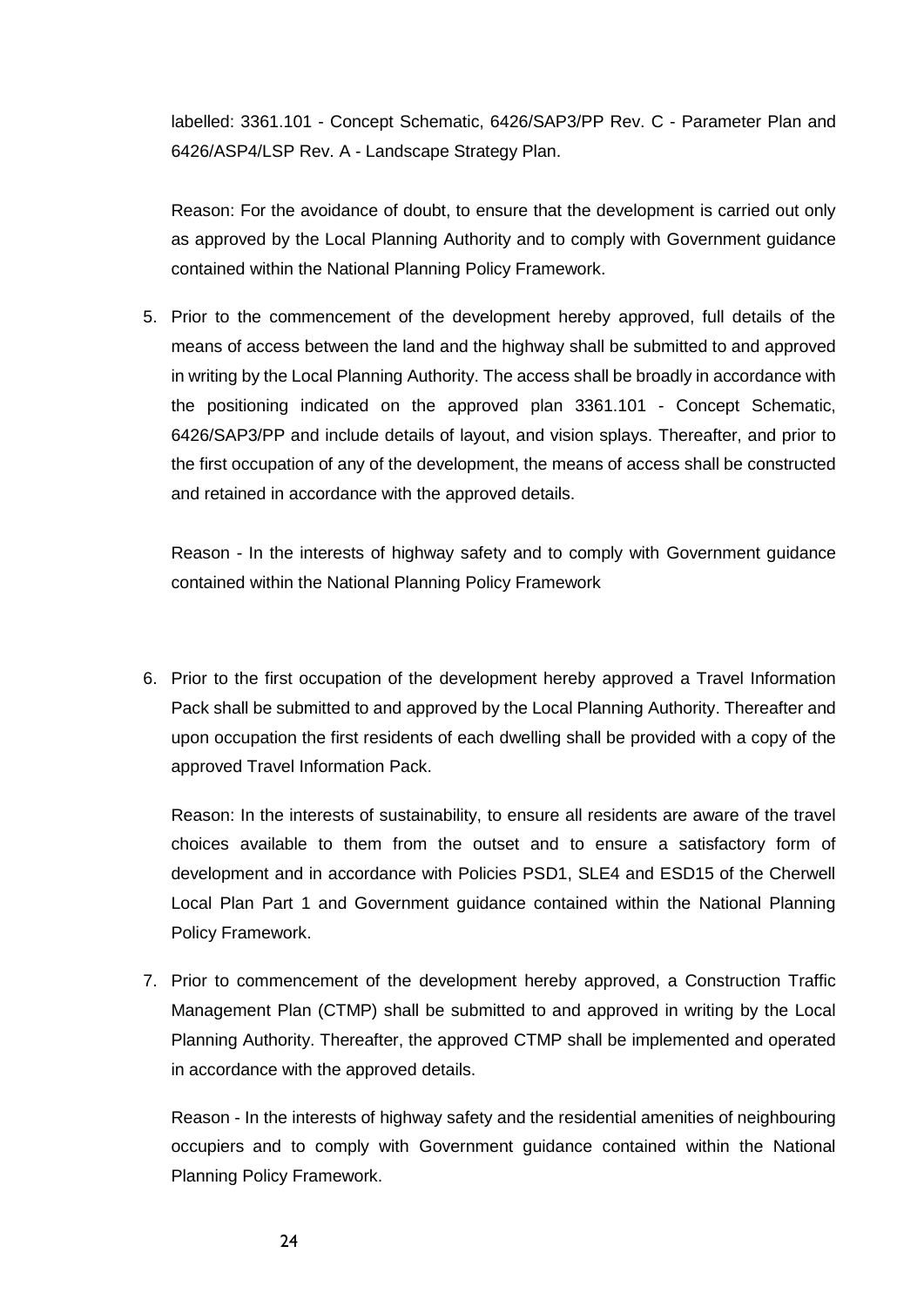labelled: 3361.101 - Concept Schematic, 6426/SAP3/PP Rev. C - Parameter Plan and 6426/ASP4/LSP Rev. A - Landscape Strategy Plan.

Reason: For the avoidance of doubt, to ensure that the development is carried out only as approved by the Local Planning Authority and to comply with Government guidance contained within the National Planning Policy Framework.

5. Prior to the commencement of the development hereby approved, full details of the means of access between the land and the highway shall be submitted to and approved in writing by the Local Planning Authority. The access shall be broadly in accordance with the positioning indicated on the approved plan 3361.101 - Concept Schematic, 6426/SAP3/PP and include details of layout, and vision splays. Thereafter, and prior to the first occupation of any of the development, the means of access shall be constructed and retained in accordance with the approved details.

   Reason - In the interests of highway safety and to comply with Government guidance contained within the National Planning Policy Framework

6. Prior to the first occupation of the development hereby approved a Travel Information Pack shall be submitted to and approved by the Local Planning Authority. Thereafter and upon occupation the first residents of each dwelling shall be provided with a copy of the approved Travel Information Pack.

   Reason: In the interests of sustainability, to ensure all residents are aware of the travel choices available to them from the outset and to ensure a satisfactory form of development and in accordance with Policies PSD1, SLE4 and ESD15 of the Cherwell Local Plan Part 1 and Government guidance contained within the National Planning Policy Framework.

7. Prior to commencement of the development hereby approved, a Construction Traffic Management Plan (CTMP) shall be submitted to and approved in writing by the Local Planning Authority. Thereafter, the approved CTMP shall be implemented and operated in accordance with the approved details.

   Reason - In the interests of highway safety and the residential amenities of neighbouring occupiers and to comply with Government guidance contained within the National Planning Policy Framework.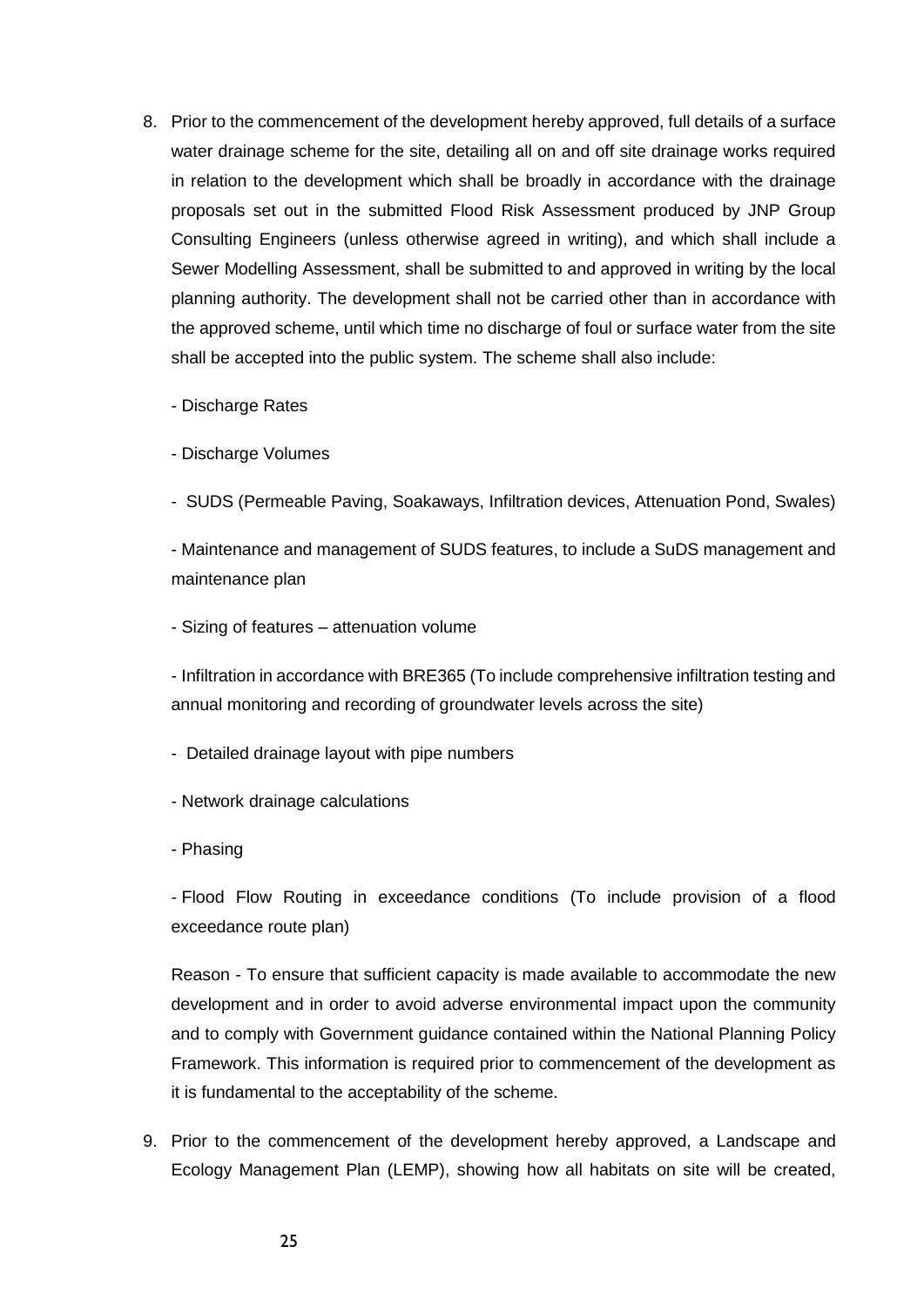8. Prior to the commencement of the development hereby approved, full details of a surface water drainage scheme for the site, detailing all on and off site drainage works required in relation to the development which shall be broadly in accordance with the drainage proposals set out in the submitted Flood Risk Assessment produced by JNP Group Consulting Engineers (unless otherwise agreed in writing), and which shall include a Sewer Modelling Assessment, shall be submitted to and approved in writing by the local planning authority. The development shall not be carried other than in accordance with the approved scheme, until which time no discharge of foul or surface water from the site shall be accepted into the public system. The scheme shall also include:

   - Discharge Rates

   - Discharge Volumes

   - SUDS (Permeable Paving, Soakaways, Infiltration devices, Attenuation Pond, Swales)

   - Maintenance and management of SUDS features, to include a SuDS management and maintenance plan

   - Sizing of features – attenuation volume

   - Infiltration in accordance with BRE365 (To include comprehensive infiltration testing and annual monitoring and recording of groundwater levels across the site)

   - Detailed drainage layout with pipe numbers

   - Network drainage calculations

   - Phasing

   - Flood Flow Routing in exceedance conditions (To include provision of a flood exceedance route plan)

   Reason - To ensure that sufficient capacity is made available to accommodate the new development and in order to avoid adverse environmental impact upon the community and to comply with Government guidance contained within the National Planning Policy Framework. This information is required prior to commencement of the development as it is fundamental to the acceptability of the scheme.

9. Prior to the commencement of the development hereby approved, a Landscape and Ecology Management Plan (LEMP), showing how all habitats on site will be created,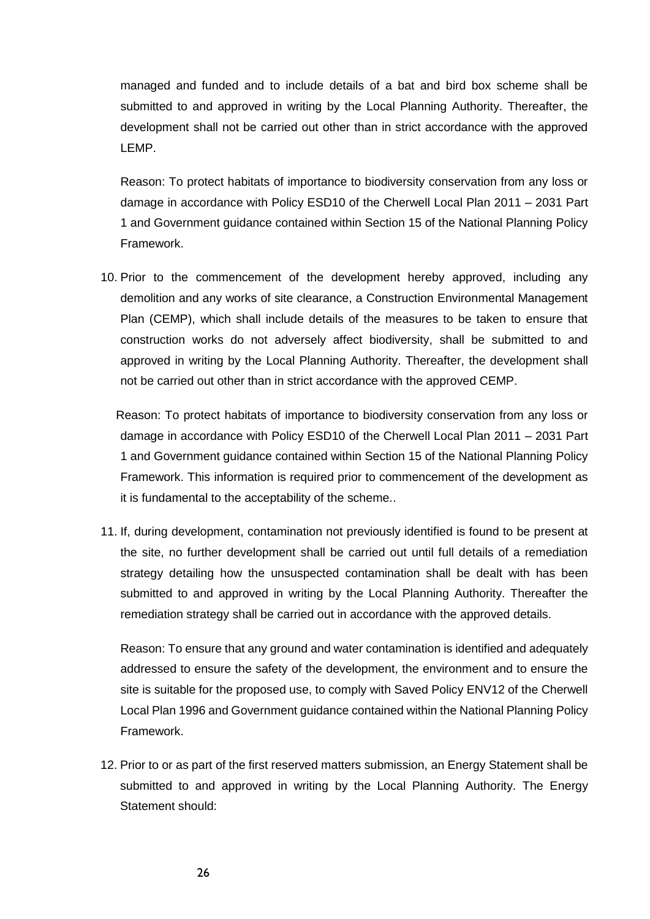managed and funded and to include details of a bat and bird box scheme shall be submitted to and approved in writing by the Local Planning Authority. Thereafter, the development shall not be carried out other than in strict accordance with the approved LEMP.

Reason: To protect habitats of importance to biodiversity conservation from any loss or damage in accordance with Policy ESD10 of the Cherwell Local Plan 2011 – 2031 Part 1 and Government guidance contained within Section 15 of the National Planning Policy Framework.

10. Prior to the commencement of the development hereby approved, including any demolition and any works of site clearance, a Construction Environmental Management Plan (CEMP), which shall include details of the measures to be taken to ensure that construction works do not adversely affect biodiversity, shall be submitted to and approved in writing by the Local Planning Authority. Thereafter, the development shall not be carried out other than in strict accordance with the approved CEMP.

    Reason: To protect habitats of importance to biodiversity conservation from any loss or damage in accordance with Policy ESD10 of the Cherwell Local Plan 2011 – 2031 Part 1 and Government guidance contained within Section 15 of the National Planning Policy Framework. This information is required prior to commencement of the development as it is fundamental to the acceptability of the scheme..

11. If, during development, contamination not previously identified is found to be present at the site, no further development shall be carried out until full details of a remediation strategy detailing how the unsuspected contamination shall be dealt with has been submitted to and approved in writing by the Local Planning Authority. Thereafter the remediation strategy shall be carried out in accordance with the approved details.

    Reason: To ensure that any ground and water contamination is identified and adequately addressed to ensure the safety of the development, the environment and to ensure the site is suitable for the proposed use, to comply with Saved Policy ENV12 of the Cherwell Local Plan 1996 and Government guidance contained within the National Planning Policy Framework.

12. Prior to or as part of the first reserved matters submission, an Energy Statement shall be submitted to and approved in writing by the Local Planning Authority. The Energy Statement should: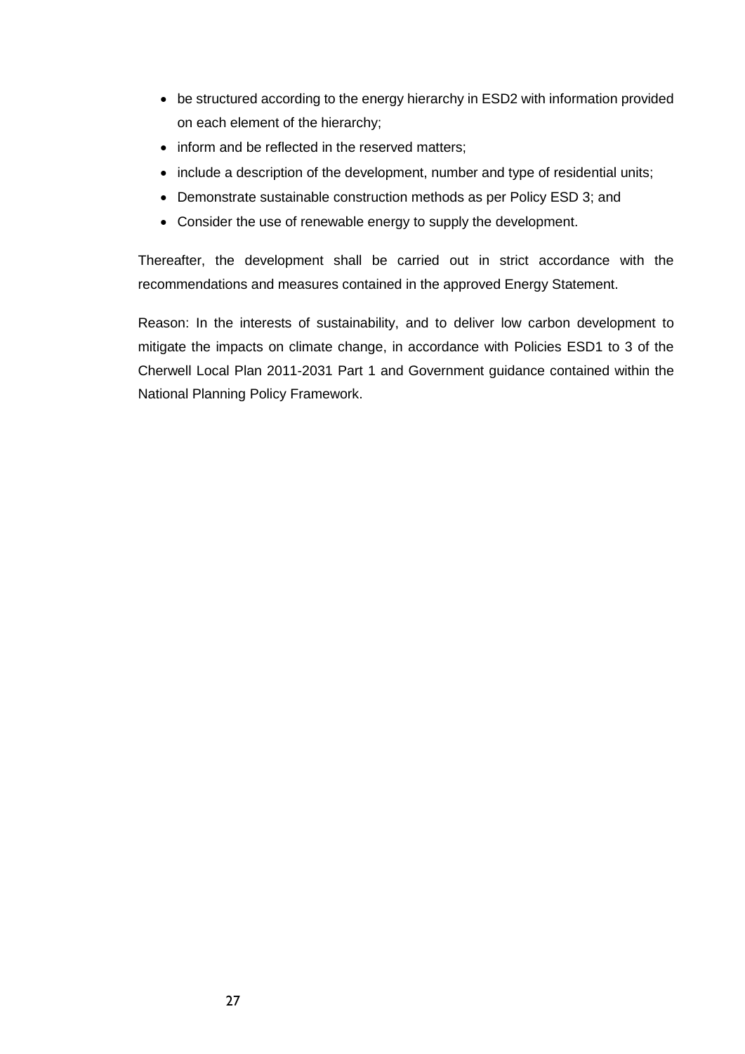- be structured according to the energy hierarchy in ESD2 with information provided on each element of the hierarchy;
- inform and be reflected in the reserved matters;
- include a description of the development, number and type of residential units;
- Demonstrate sustainable construction methods as per Policy ESD 3; and
- Consider the use of renewable energy to supply the development.

Thereafter, the development shall be carried out in strict accordance with the recommendations and measures contained in the approved Energy Statement.

Reason: In the interests of sustainability, and to deliver low carbon development to mitigate the impacts on climate change, in accordance with Policies ESD1 to 3 of the Cherwell Local Plan 2011-2031 Part 1 and Government guidance contained within the National Planning Policy Framework.